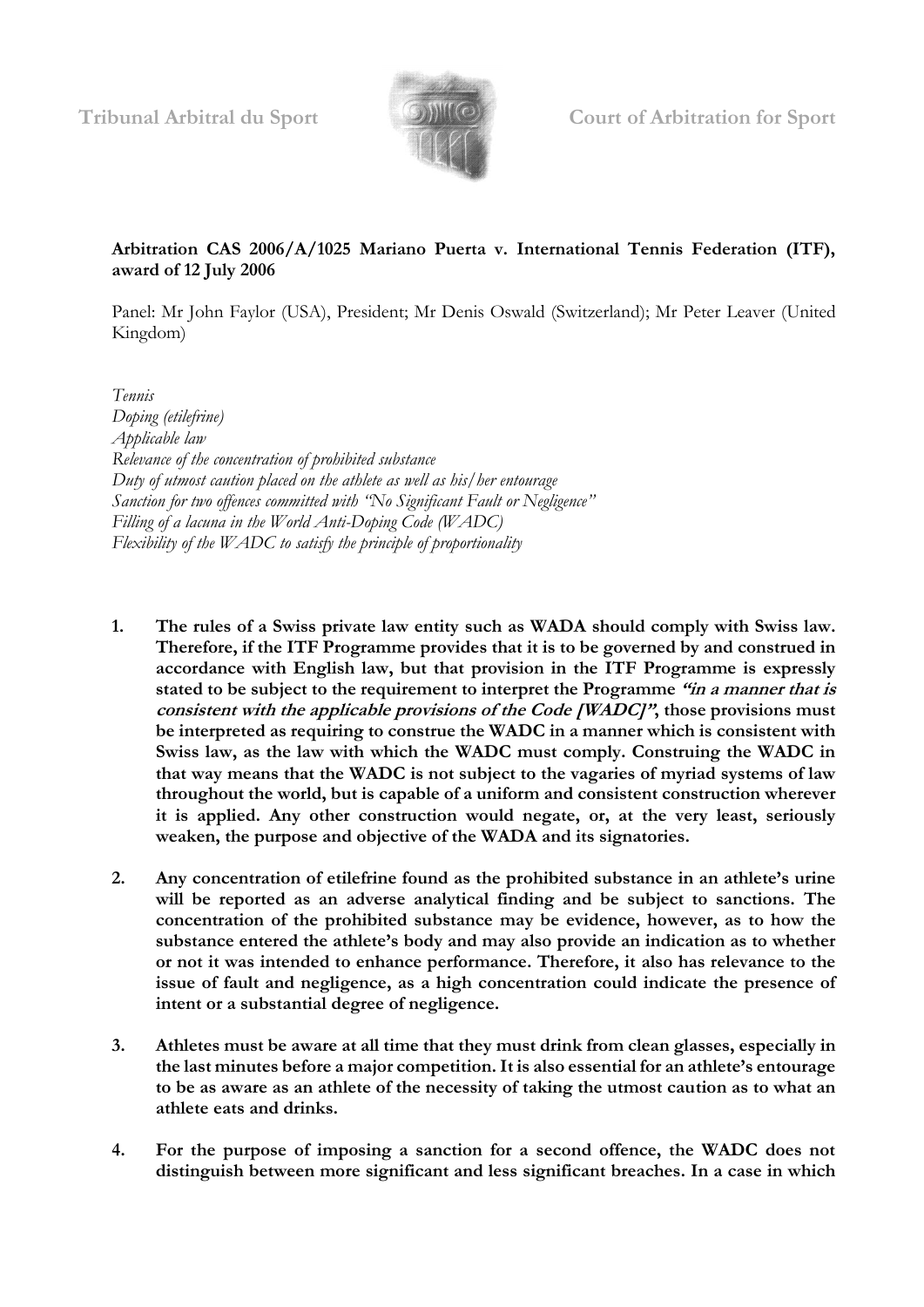Tribunal Arbitral du Sport | Court of Arbitration for Sport

**Arbitration CAS 2006/A/1025 Mariano Puerta v. International Tennis Federation (ITF), award of 12 July 2006**

Panel: Mr John Faylor (USA), President; Mr Denis Oswald (Switzerland); Mr Peter Leaver (United Kingdom)

*Tennis*
*Doping (etilefrine)*
*Applicable law*
*Relevance of the concentration of prohibited substance*
*Duty of utmost caution placed on the athlete as well as his/her entourage*
*Sanction for two offences committed with "No Significant Fault or Negligence"*
*Filling of a lacuna in the World Anti-Doping Code (WADC)*
*Flexibility of the WADC to satisfy the principle of proportionality*

1. **The rules of a Swiss private law entity such as WADA should comply with Swiss law. Therefore, if the ITF Programme provides that it is to be governed by and construed in accordance with English law, but that provision in the ITF Programme is expressly stated to be subject to the requirement to interpret the Programme *"in a manner that is consistent with the applicable provisions of the Code [WADC]"*, those provisions must be interpreted as requiring to construe the WADC in a manner which is consistent with Swiss law, as the law with which the WADC must comply. Construing the WADC in that way means that the WADC is not subject to the vagaries of myriad systems of law throughout the world, but is capable of a uniform and consistent construction wherever it is applied. Any other construction would negate, or, at the very least, seriously weaken, the purpose and objective of the WADA and its signatories.**

2. **Any concentration of etilefrine found as the prohibited substance in an athlete's urine will be reported as an adverse analytical finding and be subject to sanctions. The concentration of the prohibited substance may be evidence, however, as to how the substance entered the athlete's body and may also provide an indication as to whether or not it was intended to enhance performance. Therefore, it also has relevance to the issue of fault and negligence, as a high concentration could indicate the presence of intent or a substantial degree of negligence.**

3. **Athletes must be aware at all time that they must drink from clean glasses, especially in the last minutes before a major competition. It is also essential for an athlete's entourage to be as aware as an athlete of the necessity of taking the utmost caution as to what an athlete eats and drinks.**

4. **For the purpose of imposing a sanction for a second offence, the WADC does not distinguish between more significant and less significant breaches. In a case in which**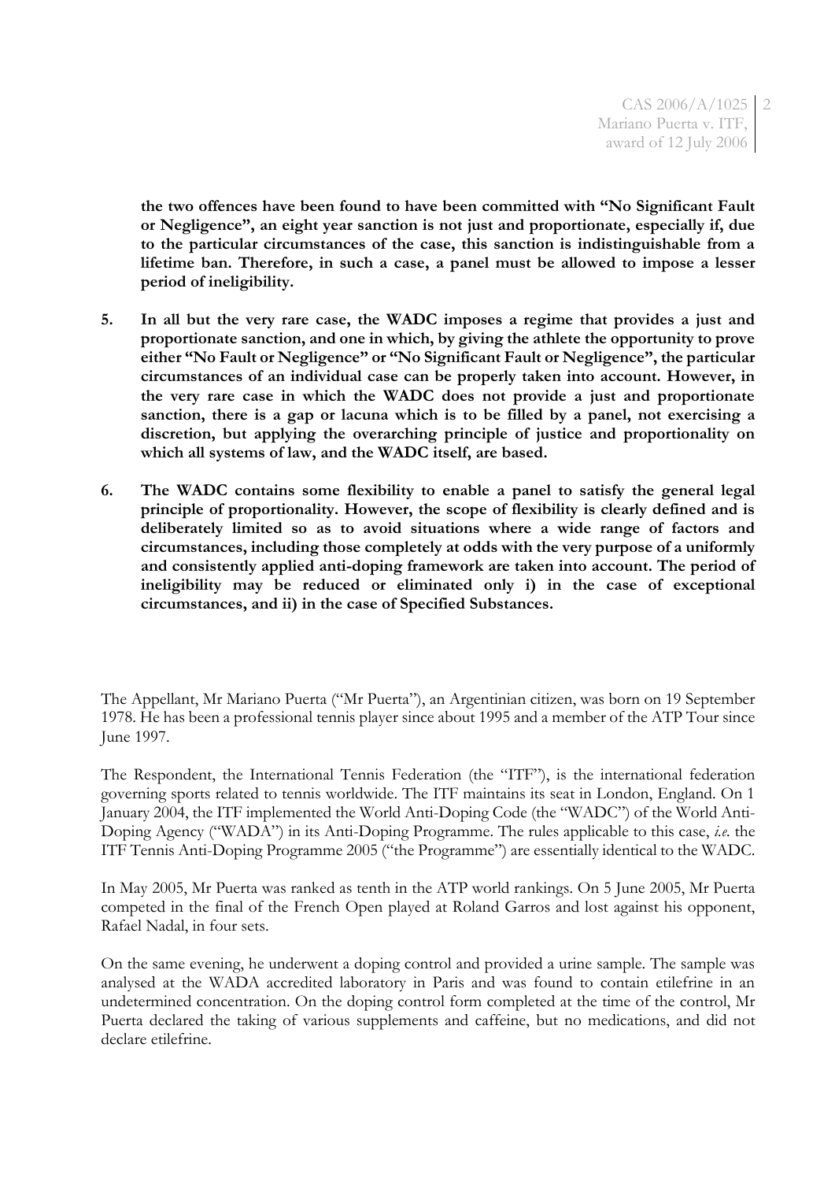**the two offences have been found to have been committed with "No Significant Fault or Negligence", an eight year sanction is not just and proportionate, especially if, due to the particular circumstances of the case, this sanction is indistinguishable from a lifetime ban. Therefore, in such a case, a panel must be allowed to impose a lesser period of ineligibility.**

5. **In all but the very rare case, the WADC imposes a regime that provides a just and proportionate sanction, and one in which, by giving the athlete the opportunity to prove either "No Fault or Negligence" or "No Significant Fault or Negligence", the particular circumstances of an individual case can be properly taken into account. However, in the very rare case in which the WADC does not provide a just and proportionate sanction, there is a gap or lacuna which is to be filled by a panel, not exercising a discretion, but applying the overarching principle of justice and proportionality on which all systems of law, and the WADC itself, are based.**

6. **The WADC contains some flexibility to enable a panel to satisfy the general legal principle of proportionality. However, the scope of flexibility is clearly defined and is deliberately limited so as to avoid situations where a wide range of factors and circumstances, including those completely at odds with the very purpose of a uniformly and consistently applied anti-doping framework are taken into account. The period of ineligibility may be reduced or eliminated only i) in the case of exceptional circumstances, and ii) in the case of Specified Substances.**

The Appellant, Mr Mariano Puerta ("Mr Puerta"), an Argentinian citizen, was born on 19 September 1978. He has been a professional tennis player since about 1995 and a member of the ATP Tour since June 1997.

The Respondent, the International Tennis Federation (the "ITF"), is the international federation governing sports related to tennis worldwide. The ITF maintains its seat in London, England. On 1 January 2004, the ITF implemented the World Anti-Doping Code (the "WADC") of the World Anti-Doping Agency ("WADA") in its Anti-Doping Programme. The rules applicable to this case, *i.e.* the ITF Tennis Anti-Doping Programme 2005 ("the Programme") are essentially identical to the WADC.

In May 2005, Mr Puerta was ranked as tenth in the ATP world rankings. On 5 June 2005, Mr Puerta competed in the final of the French Open played at Roland Garros and lost against his opponent, Rafael Nadal, in four sets.

On the same evening, he underwent a doping control and provided a urine sample. The sample was analysed at the WADA accredited laboratory in Paris and was found to contain etilefrine in an undetermined concentration. On the doping control form completed at the time of the control, Mr Puerta declared the taking of various supplements and caffeine, but no medications, and did not declare etilefrine.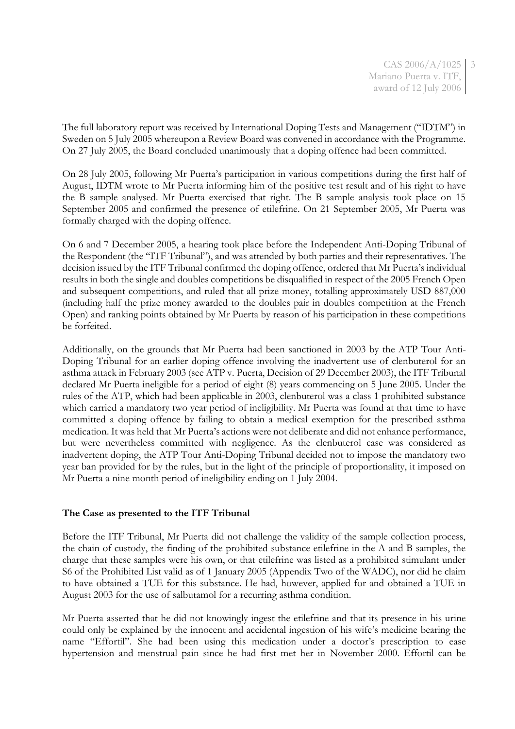The full laboratory report was received by International Doping Tests and Management ("IDTM") in Sweden on 5 July 2005 whereupon a Review Board was convened in accordance with the Programme. On 27 July 2005, the Board concluded unanimously that a doping offence had been committed.

On 28 July 2005, following Mr Puerta's participation in various competitions during the first half of August, IDTM wrote to Mr Puerta informing him of the positive test result and of his right to have the B sample analysed. Mr Puerta exercised that right. The B sample analysis took place on 15 September 2005 and confirmed the presence of etilefrine. On 21 September 2005, Mr Puerta was formally charged with the doping offence.

On 6 and 7 December 2005, a hearing took place before the Independent Anti-Doping Tribunal of the Respondent (the "ITF Tribunal"), and was attended by both parties and their representatives. The decision issued by the ITF Tribunal confirmed the doping offence, ordered that Mr Puerta's individual results in both the single and doubles competitions be disqualified in respect of the 2005 French Open and subsequent competitions, and ruled that all prize money, totalling approximately USD 887,000 (including half the prize money awarded to the doubles pair in doubles competition at the French Open) and ranking points obtained by Mr Puerta by reason of his participation in these competitions be forfeited.

Additionally, on the grounds that Mr Puerta had been sanctioned in 2003 by the ATP Tour Anti-Doping Tribunal for an earlier doping offence involving the inadvertent use of clenbuterol for an asthma attack in February 2003 (see ATP v. Puerta, Decision of 29 December 2003), the ITF Tribunal declared Mr Puerta ineligible for a period of eight (8) years commencing on 5 June 2005. Under the rules of the ATP, which had been applicable in 2003, clenbuterol was a class 1 prohibited substance which carried a mandatory two year period of ineligibility. Mr Puerta was found at that time to have committed a doping offence by failing to obtain a medical exemption for the prescribed asthma medication. It was held that Mr Puerta's actions were not deliberate and did not enhance performance, but were nevertheless committed with negligence. As the clenbuterol case was considered as inadvertent doping, the ATP Tour Anti-Doping Tribunal decided not to impose the mandatory two year ban provided for by the rules, but in the light of the principle of proportionality, it imposed on Mr Puerta a nine month period of ineligibility ending on 1 July 2004.

**The Case as presented to the ITF Tribunal**

Before the ITF Tribunal, Mr Puerta did not challenge the validity of the sample collection process, the chain of custody, the finding of the prohibited substance etilefrine in the A and B samples, the charge that these samples were his own, or that etilefrine was listed as a prohibited stimulant under S6 of the Prohibited List valid as of 1 January 2005 (Appendix Two of the WADC), nor did he claim to have obtained a TUE for this substance. He had, however, applied for and obtained a TUE in August 2003 for the use of salbutamol for a recurring asthma condition.

Mr Puerta asserted that he did not knowingly ingest the etilefrine and that its presence in his urine could only be explained by the innocent and accidental ingestion of his wife's medicine bearing the name "Effortil". She had been using this medication under a doctor's prescription to ease hypertension and menstrual pain since he had first met her in November 2000. Effortil can be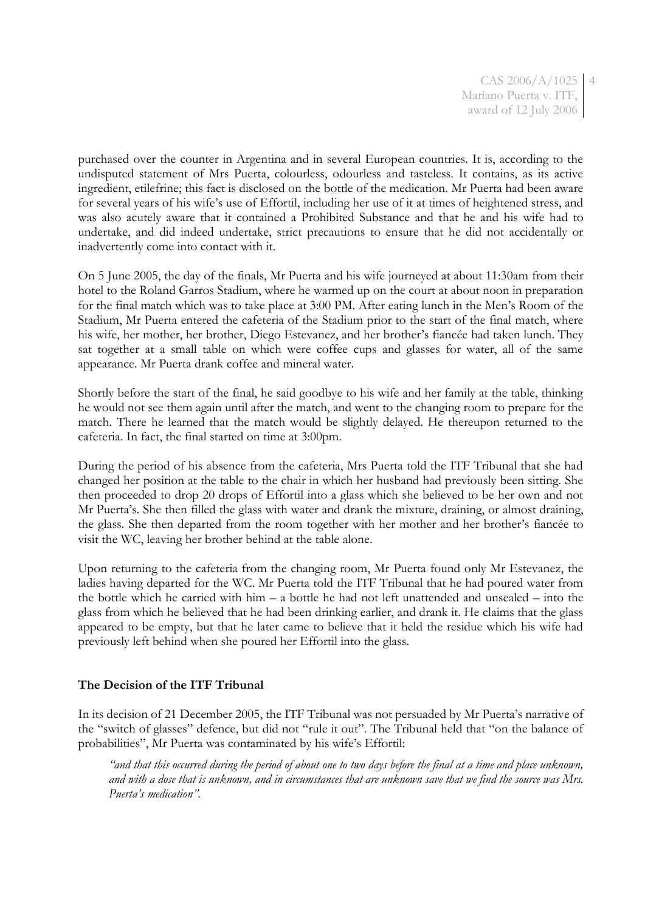purchased over the counter in Argentina and in several European countries. It is, according to the undisputed statement of Mrs Puerta, colourless, odourless and tasteless. It contains, as its active ingredient, etilefrine; this fact is disclosed on the bottle of the medication. Mr Puerta had been aware for several years of his wife's use of Effortil, including her use of it at times of heightened stress, and was also acutely aware that it contained a Prohibited Substance and that he and his wife had to undertake, and did indeed undertake, strict precautions to ensure that he did not accidentally or inadvertently come into contact with it.

On 5 June 2005, the day of the finals, Mr Puerta and his wife journeyed at about 11:30am from their hotel to the Roland Garros Stadium, where he warmed up on the court at about noon in preparation for the final match which was to take place at 3:00 PM. After eating lunch in the Men's Room of the Stadium, Mr Puerta entered the cafeteria of the Stadium prior to the start of the final match, where his wife, her mother, her brother, Diego Estevanez, and her brother's fiancée had taken lunch. They sat together at a small table on which were coffee cups and glasses for water, all of the same appearance. Mr Puerta drank coffee and mineral water.

Shortly before the start of the final, he said goodbye to his wife and her family at the table, thinking he would not see them again until after the match, and went to the changing room to prepare for the match. There he learned that the match would be slightly delayed. He thereupon returned to the cafeteria. In fact, the final started on time at 3:00pm.

During the period of his absence from the cafeteria, Mrs Puerta told the ITF Tribunal that she had changed her position at the table to the chair in which her husband had previously been sitting. She then proceeded to drop 20 drops of Effortil into a glass which she believed to be her own and not Mr Puerta's. She then filled the glass with water and drank the mixture, draining, or almost draining, the glass. She then departed from the room together with her mother and her brother's fiancée to visit the WC, leaving her brother behind at the table alone.

Upon returning to the cafeteria from the changing room, Mr Puerta found only Mr Estevanez, the ladies having departed for the WC. Mr Puerta told the ITF Tribunal that he had poured water from the bottle which he carried with him – a bottle he had not left unattended and unsealed – into the glass from which he believed that he had been drinking earlier, and drank it. He claims that the glass appeared to be empty, but that he later came to believe that it held the residue which his wife had previously left behind when she poured her Effortil into the glass.

**The Decision of the ITF Tribunal**

In its decision of 21 December 2005, the ITF Tribunal was not persuaded by Mr Puerta's narrative of the "switch of glasses" defence, but did not "rule it out". The Tribunal held that "on the balance of probabilities", Mr Puerta was contaminated by his wife's Effortil:

> *"and that this occurred during the period of about one to two days before the final at a time and place unknown, and with a dose that is unknown, and in circumstances that are unknown save that we find the source was Mrs. Puerta's medication".*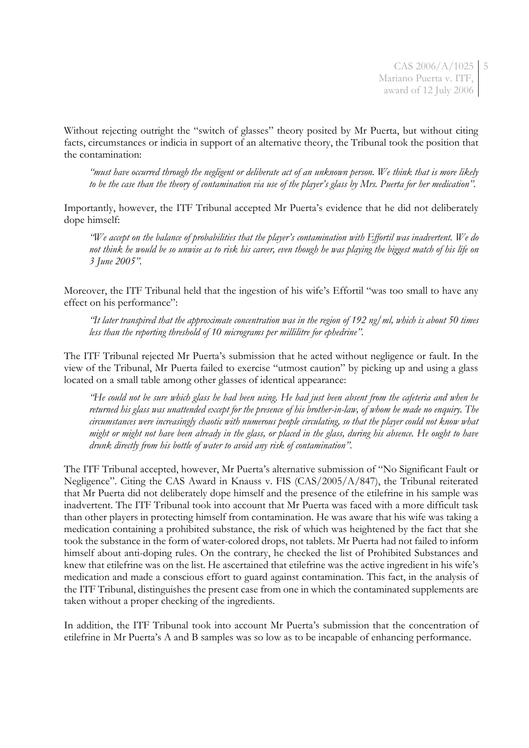Without rejecting outright the "switch of glasses" theory posited by Mr Puerta, but without citing facts, circumstances or indicia in support of an alternative theory, the Tribunal took the position that the contamination:

> *"must have occurred through the negligent or deliberate act of an unknown person. We think that is more likely to be the case than the theory of contamination via use of the player's glass by Mrs. Puerta for her medication".*

Importantly, however, the ITF Tribunal accepted Mr Puerta's evidence that he did not deliberately dope himself:

> *"We accept on the balance of probabilities that the player's contamination with Effortil was inadvertent. We do not think he would be so unwise as to risk his career, even though he was playing the biggest match of his life on 3 June 2005".*

Moreover, the ITF Tribunal held that the ingestion of his wife's Effortil "was too small to have any effect on his performance":

> *"It later transpired that the approximate concentration was in the region of 192 ng/ml, which is about 50 times less than the reporting threshold of 10 micrograms per millilitre for ephedrine".*

The ITF Tribunal rejected Mr Puerta's submission that he acted without negligence or fault. In the view of the Tribunal, Mr Puerta failed to exercise "utmost caution" by picking up and using a glass located on a small table among other glasses of identical appearance:

> *"He could not be sure which glass he had been using. He had just been absent from the cafeteria and when he returned his glass was unattended except for the presence of his brother-in-law, of whom he made no enquiry. The circumstances were increasingly chaotic with numerous people circulating, so that the player could not know what might or might not have been already in the glass, or placed in the glass, during his absence. He ought to have drunk directly from his bottle of water to avoid any risk of contamination".*

The ITF Tribunal accepted, however, Mr Puerta's alternative submission of "No Significant Fault or Negligence". Citing the CAS Award in Knauss v. FIS (CAS/2005/A/847), the Tribunal reiterated that Mr Puerta did not deliberately dope himself and the presence of the etilefrine in his sample was inadvertent. The ITF Tribunal took into account that Mr Puerta was faced with a more difficult task than other players in protecting himself from contamination. He was aware that his wife was taking a medication containing a prohibited substance, the risk of which was heightened by the fact that she took the substance in the form of water-colored drops, not tablets. Mr Puerta had not failed to inform himself about anti-doping rules. On the contrary, he checked the list of Prohibited Substances and knew that etilefrine was on the list. He ascertained that etilefrine was the active ingredient in his wife's medication and made a conscious effort to guard against contamination. This fact, in the analysis of the ITF Tribunal, distinguishes the present case from one in which the contaminated supplements are taken without a proper checking of the ingredients.

In addition, the ITF Tribunal took into account Mr Puerta's submission that the concentration of etilefrine in Mr Puerta's A and B samples was so low as to be incapable of enhancing performance.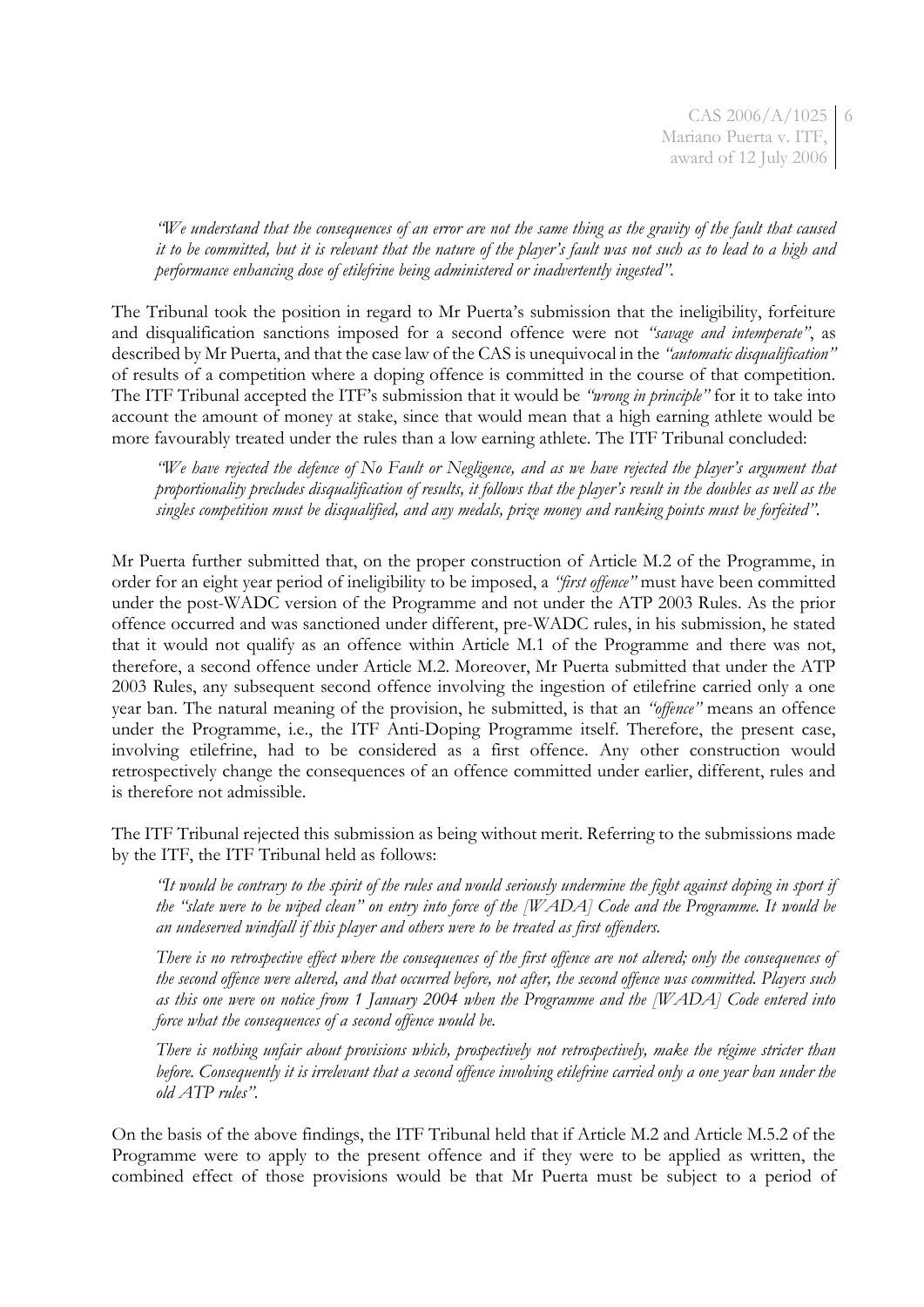*"We understand that the consequences of an error are not the same thing as the gravity of the fault that caused it to be committed, but it is relevant that the nature of the player's fault was not such as to lead to a high and performance enhancing dose of etilefrine being administered or inadvertently ingested".*

The Tribunal took the position in regard to Mr Puerta's submission that the ineligibility, forfeiture and disqualification sanctions imposed for a second offence were not *"savage and intemperate"*, as described by Mr Puerta, and that the case law of the CAS is unequivocal in the *"automatic disqualification"* of results of a competition where a doping offence is committed in the course of that competition. The ITF Tribunal accepted the ITF's submission that it would be *"wrong in principle"* for it to take into account the amount of money at stake, since that would mean that a high earning athlete would be more favourably treated under the rules than a low earning athlete. The ITF Tribunal concluded:

*"We have rejected the defence of No Fault or Negligence, and as we have rejected the player's argument that proportionality precludes disqualification of results, it follows that the player's result in the doubles as well as the singles competition must be disqualified, and any medals, prize money and ranking points must be forfeited".*

Mr Puerta further submitted that, on the proper construction of Article M.2 of the Programme, in order for an eight year period of ineligibility to be imposed, a *"first offence"* must have been committed under the post-WADC version of the Programme and not under the ATP 2003 Rules. As the prior offence occurred and was sanctioned under different, pre-WADC rules, in his submission, he stated that it would not qualify as an offence within Article M.1 of the Programme and there was not, therefore, a second offence under Article M.2. Moreover, Mr Puerta submitted that under the ATP 2003 Rules, any subsequent second offence involving the ingestion of etilefrine carried only a one year ban. The natural meaning of the provision, he submitted, is that an *"offence"* means an offence under the Programme, i.e., the ITF Anti-Doping Programme itself. Therefore, the present case, involving etilefrine, had to be considered as a first offence. Any other construction would retrospectively change the consequences of an offence committed under earlier, different, rules and is therefore not admissible.

The ITF Tribunal rejected this submission as being without merit. Referring to the submissions made by the ITF, the ITF Tribunal held as follows:

*"It would be contrary to the spirit of the rules and would seriously undermine the fight against doping in sport if the "slate were to be wiped clean" on entry into force of the [WADA] Code and the Programme. It would be an undeserved windfall if this player and others were to be treated as first offenders.*

*There is no retrospective effect where the consequences of the first offence are not altered; only the consequences of the second offence were altered, and that occurred before, not after, the second offence was committed. Players such as this one were on notice from 1 January 2004 when the Programme and the [WADA] Code entered into force what the consequences of a second offence would be.*

*There is nothing unfair about provisions which, prospectively not retrospectively, make the régime stricter than before. Consequently it is irrelevant that a second offence involving etilefrine carried only a one year ban under the old ATP rules".*

On the basis of the above findings, the ITF Tribunal held that if Article M.2 and Article M.5.2 of the Programme were to apply to the present offence and if they were to be applied as written, the combined effect of those provisions would be that Mr Puerta must be subject to a period of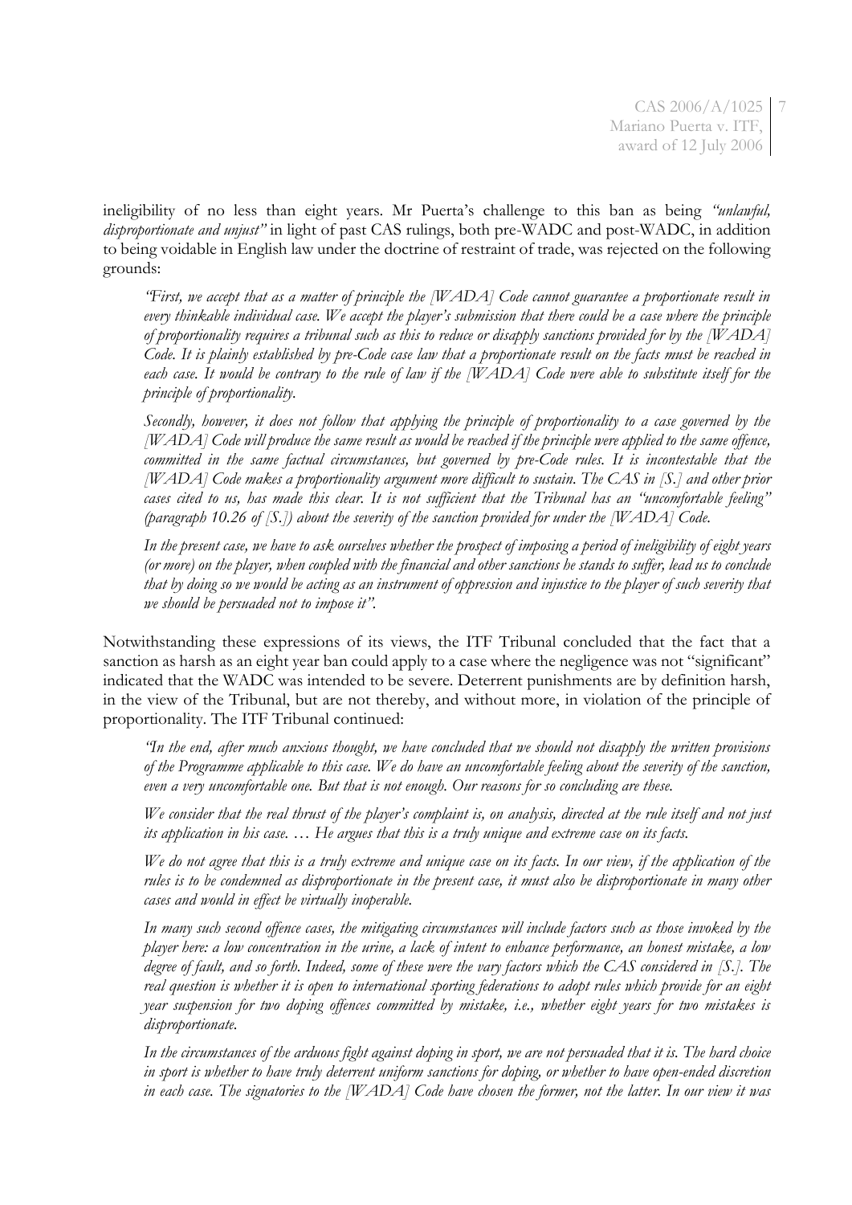ineligibility of no less than eight years. Mr Puerta's challenge to this ban as being *"unlawful, disproportionate and unjust"* in light of past CAS rulings, both pre-WADC and post-WADC, in addition to being voidable in English law under the doctrine of restraint of trade, was rejected on the following grounds:

> *"First, we accept that as a matter of principle the [WADA] Code cannot guarantee a proportionate result in every thinkable individual case. We accept the player's submission that there could be a case where the principle of proportionality requires a tribunal such as this to reduce or disapply sanctions provided for by the [WADA] Code. It is plainly established by pre-Code case law that a proportionate result on the facts must be reached in each case. It would be contrary to the rule of law if the [WADA] Code were able to substitute itself for the principle of proportionality.*
>
> *Secondly, however, it does not follow that applying the principle of proportionality to a case governed by the [WADA] Code will produce the same result as would be reached if the principle were applied to the same offence, committed in the same factual circumstances, but governed by pre-Code rules. It is incontestable that the [WADA] Code makes a proportionality argument more difficult to sustain. The CAS in [S.] and other prior cases cited to us, has made this clear. It is not sufficient that the Tribunal has an "uncomfortable feeling" (paragraph 10.26 of [S.]) about the severity of the sanction provided for under the [WADA] Code.*
>
> *In the present case, we have to ask ourselves whether the prospect of imposing a period of ineligibility of eight years (or more) on the player, when coupled with the financial and other sanctions he stands to suffer, lead us to conclude that by doing so we would be acting as an instrument of oppression and injustice to the player of such severity that we should be persuaded not to impose it".*

Notwithstanding these expressions of its views, the ITF Tribunal concluded that the fact that a sanction as harsh as an eight year ban could apply to a case where the negligence was not "significant" indicated that the WADC was intended to be severe. Deterrent punishments are by definition harsh, in the view of the Tribunal, but are not thereby, and without more, in violation of the principle of proportionality. The ITF Tribunal continued:

> *"In the end, after much anxious thought, we have concluded that we should not disapply the written provisions of the Programme applicable to this case. We do have an uncomfortable feeling about the severity of the sanction, even a very uncomfortable one. But that is not enough. Our reasons for so concluding are these.*
>
> *We consider that the real thrust of the player's complaint is, on analysis, directed at the rule itself and not just its application in his case. … He argues that this is a truly unique and extreme case on its facts.*
>
> *We do not agree that this is a truly extreme and unique case on its facts. In our view, if the application of the rules is to be condemned as disproportionate in the present case, it must also be disproportionate in many other cases and would in effect be virtually inoperable.*
>
> *In many such second offence cases, the mitigating circumstances will include factors such as those invoked by the player here: a low concentration in the urine, a lack of intent to enhance performance, an honest mistake, a low degree of fault, and so forth. Indeed, some of these were the vary factors which the CAS considered in [S.]. The real question is whether it is open to international sporting federations to adopt rules which provide for an eight year suspension for two doping offences committed by mistake, i.e., whether eight years for two mistakes is disproportionate.*
>
> *In the circumstances of the arduous fight against doping in sport, we are not persuaded that it is. The hard choice in sport is whether to have truly deterrent uniform sanctions for doping, or whether to have open-ended discretion in each case. The signatories to the [WADA] Code have chosen the former, not the latter. In our view it was*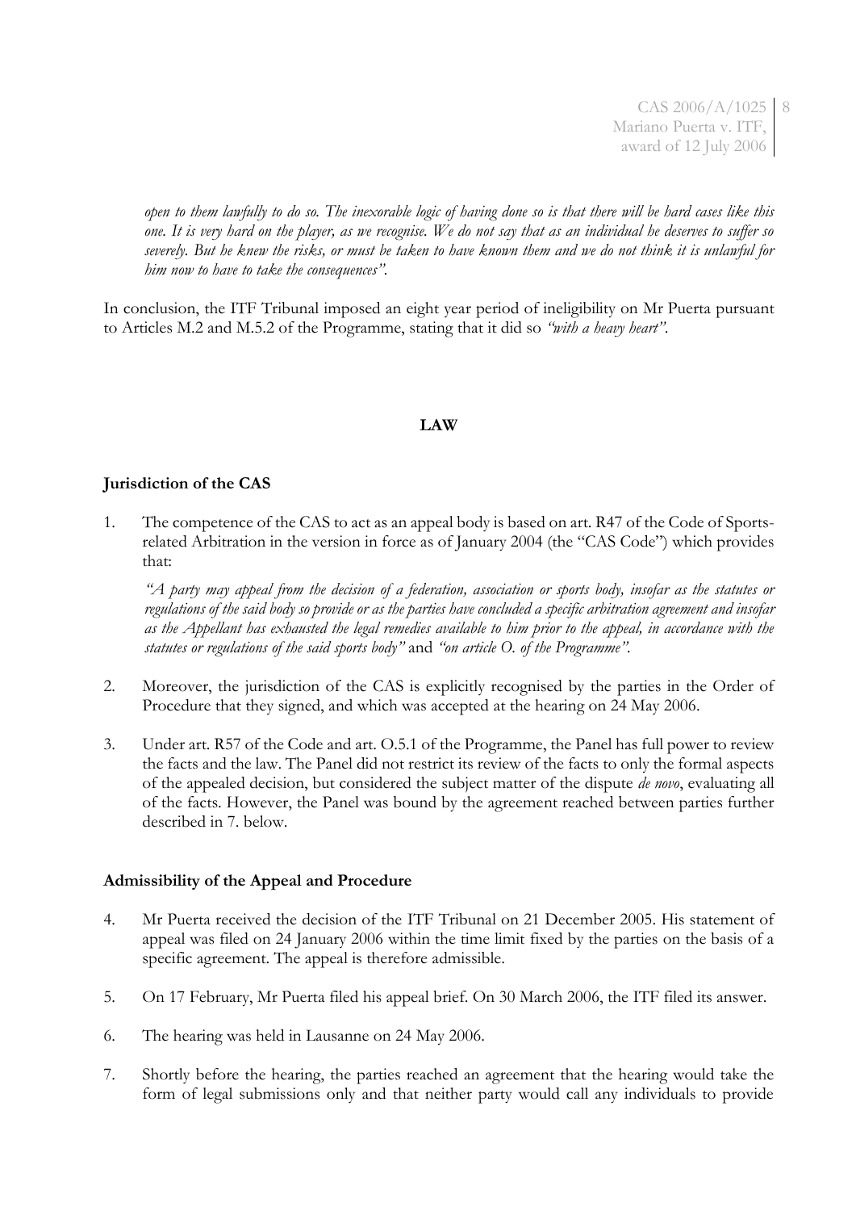*open to them lawfully to do so. The inexorable logic of having done so is that there will be hard cases like this one. It is very hard on the player, as we recognise. We do not say that as an individual he deserves to suffer so severely. But he knew the risks, or must be taken to have known them and we do not think it is unlawful for him now to have to take the consequences"*.

In conclusion, the ITF Tribunal imposed an eight year period of ineligibility on Mr Puerta pursuant to Articles M.2 and M.5.2 of the Programme, stating that it did so *"with a heavy heart"*.

## LAW

### Jurisdiction of the CAS

1. The competence of the CAS to act as an appeal body is based on art. R47 of the Code of Sports-related Arbitration in the version in force as of January 2004 (the "CAS Code") which provides that:

   *"A party may appeal from the decision of a federation, association or sports body, insofar as the statutes or regulations of the said body so provide or as the parties have concluded a specific arbitration agreement and insofar as the Appellant has exhausted the legal remedies available to him prior to the appeal, in accordance with the statutes or regulations of the said sports body"* and *"on article O. of the Programme"*.

2. Moreover, the jurisdiction of the CAS is explicitly recognised by the parties in the Order of Procedure that they signed, and which was accepted at the hearing on 24 May 2006.

3. Under art. R57 of the Code and art. O.5.1 of the Programme, the Panel has full power to review the facts and the law. The Panel did not restrict its review of the facts to only the formal aspects of the appealed decision, but considered the subject matter of the dispute *de novo*, evaluating all of the facts. However, the Panel was bound by the agreement reached between parties further described in 7. below.

### Admissibility of the Appeal and Procedure

4. Mr Puerta received the decision of the ITF Tribunal on 21 December 2005. His statement of appeal was filed on 24 January 2006 within the time limit fixed by the parties on the basis of a specific agreement. The appeal is therefore admissible.

5. On 17 February, Mr Puerta filed his appeal brief. On 30 March 2006, the ITF filed its answer.

6. The hearing was held in Lausanne on 24 May 2006.

7. Shortly before the hearing, the parties reached an agreement that the hearing would take the form of legal submissions only and that neither party would call any individuals to provide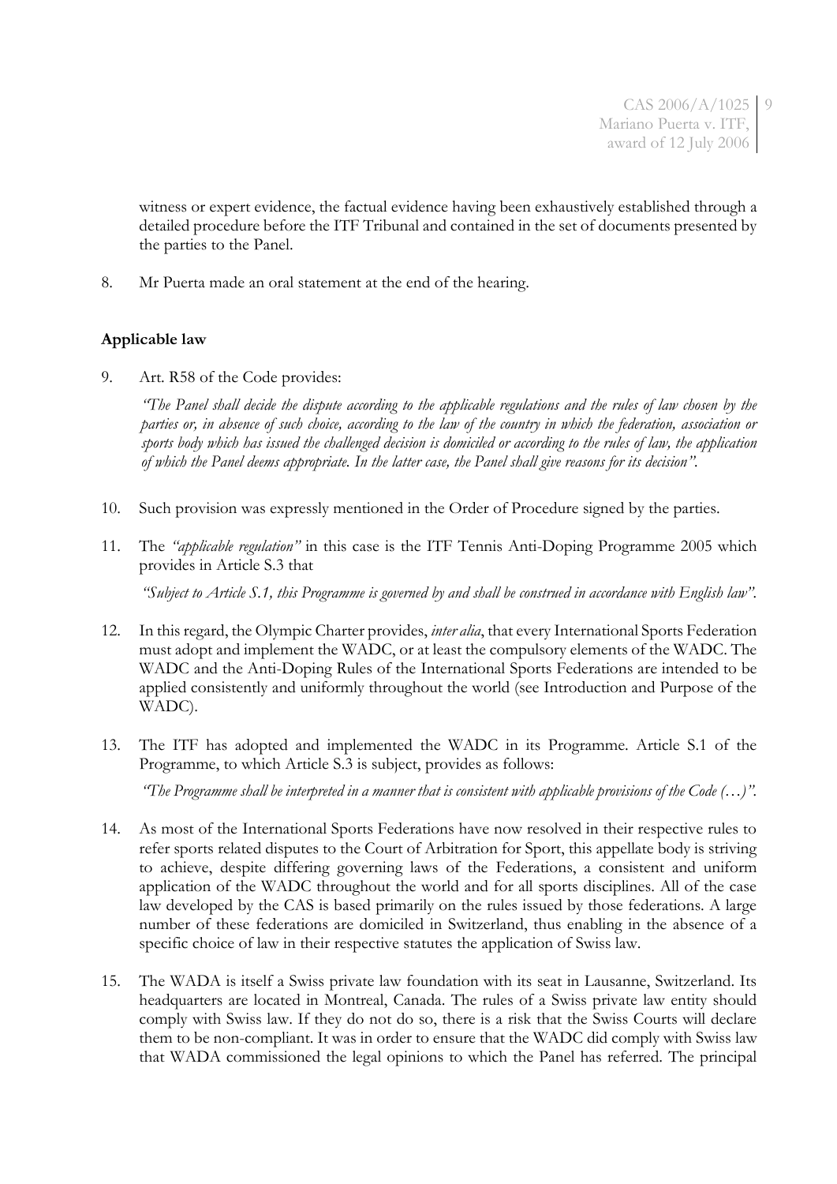witness or expert evidence, the factual evidence having been exhaustively established through a detailed procedure before the ITF Tribunal and contained in the set of documents presented by the parties to the Panel.

8. Mr Puerta made an oral statement at the end of the hearing.

**Applicable law**

9. Art. R58 of the Code provides:

   *"The Panel shall decide the dispute according to the applicable regulations and the rules of law chosen by the parties or, in absence of such choice, according to the law of the country in which the federation, association or sports body which has issued the challenged decision is domiciled or according to the rules of law, the application of which the Panel deems appropriate. In the latter case, the Panel shall give reasons for its decision".*

10. Such provision was expressly mentioned in the Order of Procedure signed by the parties.

11. The *"applicable regulation"* in this case is the ITF Tennis Anti-Doping Programme 2005 which provides in Article S.3 that

    *"Subject to Article S.1, this Programme is governed by and shall be construed in accordance with English law".*

12. In this regard, the Olympic Charter provides, *inter alia*, that every International Sports Federation must adopt and implement the WADC, or at least the compulsory elements of the WADC. The WADC and the Anti-Doping Rules of the International Sports Federations are intended to be applied consistently and uniformly throughout the world (see Introduction and Purpose of the WADC).

13. The ITF has adopted and implemented the WADC in its Programme. Article S.1 of the Programme, to which Article S.3 is subject, provides as follows:

    *"The Programme shall be interpreted in a manner that is consistent with applicable provisions of the Code (…)".*

14. As most of the International Sports Federations have now resolved in their respective rules to refer sports related disputes to the Court of Arbitration for Sport, this appellate body is striving to achieve, despite differing governing laws of the Federations, a consistent and uniform application of the WADC throughout the world and for all sports disciplines. All of the case law developed by the CAS is based primarily on the rules issued by those federations. A large number of these federations are domiciled in Switzerland, thus enabling in the absence of a specific choice of law in their respective statutes the application of Swiss law.

15. The WADA is itself a Swiss private law foundation with its seat in Lausanne, Switzerland. Its headquarters are located in Montreal, Canada. The rules of a Swiss private law entity should comply with Swiss law. If they do not do so, there is a risk that the Swiss Courts will declare them to be non-compliant. It was in order to ensure that the WADC did comply with Swiss law that WADA commissioned the legal opinions to which the Panel has referred. The principal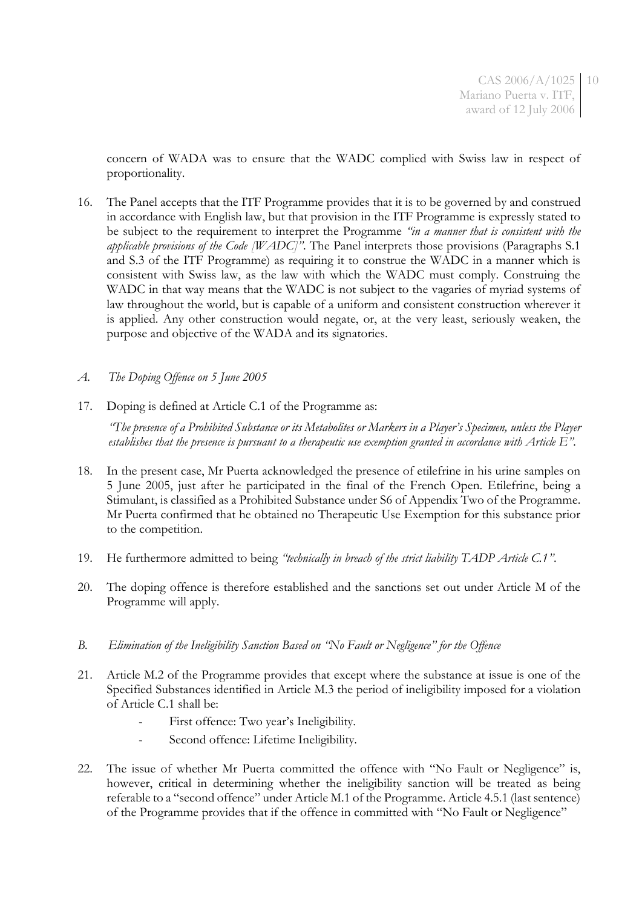concern of WADA was to ensure that the WADC complied with Swiss law in respect of proportionality.

16. The Panel accepts that the ITF Programme provides that it is to be governed by and construed in accordance with English law, but that provision in the ITF Programme is expressly stated to be subject to the requirement to interpret the Programme *"in a manner that is consistent with the applicable provisions of the Code [WADC]"*. The Panel interprets those provisions (Paragraphs S.1 and S.3 of the ITF Programme) as requiring it to construe the WADC in a manner which is consistent with Swiss law, as the law with which the WADC must comply. Construing the WADC in that way means that the WADC is not subject to the vagaries of myriad systems of law throughout the world, but is capable of a uniform and consistent construction wherever it is applied. Any other construction would negate, or, at the very least, seriously weaken, the purpose and objective of the WADA and its signatories.

### *A. The Doping Offence on 5 June 2005*

17. Doping is defined at Article C.1 of the Programme as:

    *"The presence of a Prohibited Substance or its Metabolites or Markers in a Player's Specimen, unless the Player establishes that the presence is pursuant to a therapeutic use exemption granted in accordance with Article E"*.

18. In the present case, Mr Puerta acknowledged the presence of etilefrine in his urine samples on 5 June 2005, just after he participated in the final of the French Open. Etilefrine, being a Stimulant, is classified as a Prohibited Substance under S6 of Appendix Two of the Programme. Mr Puerta confirmed that he obtained no Therapeutic Use Exemption for this substance prior to the competition.

19. He furthermore admitted to being *"technically in breach of the strict liability TADP Article C.1"*.

20. The doping offence is therefore established and the sanctions set out under Article M of the Programme will apply.

### *B. Elimination of the Ineligibility Sanction Based on "No Fault or Negligence" for the Offence*

21. Article M.2 of the Programme provides that except where the substance at issue is one of the Specified Substances identified in Article M.3 the period of ineligibility imposed for a violation of Article C.1 shall be:

    - First offence: Two year's Ineligibility.
    - Second offence: Lifetime Ineligibility.

22. The issue of whether Mr Puerta committed the offence with "No Fault or Negligence" is, however, critical in determining whether the ineligibility sanction will be treated as being referable to a "second offence" under Article M.1 of the Programme. Article 4.5.1 (last sentence) of the Programme provides that if the offence in committed with "No Fault or Negligence"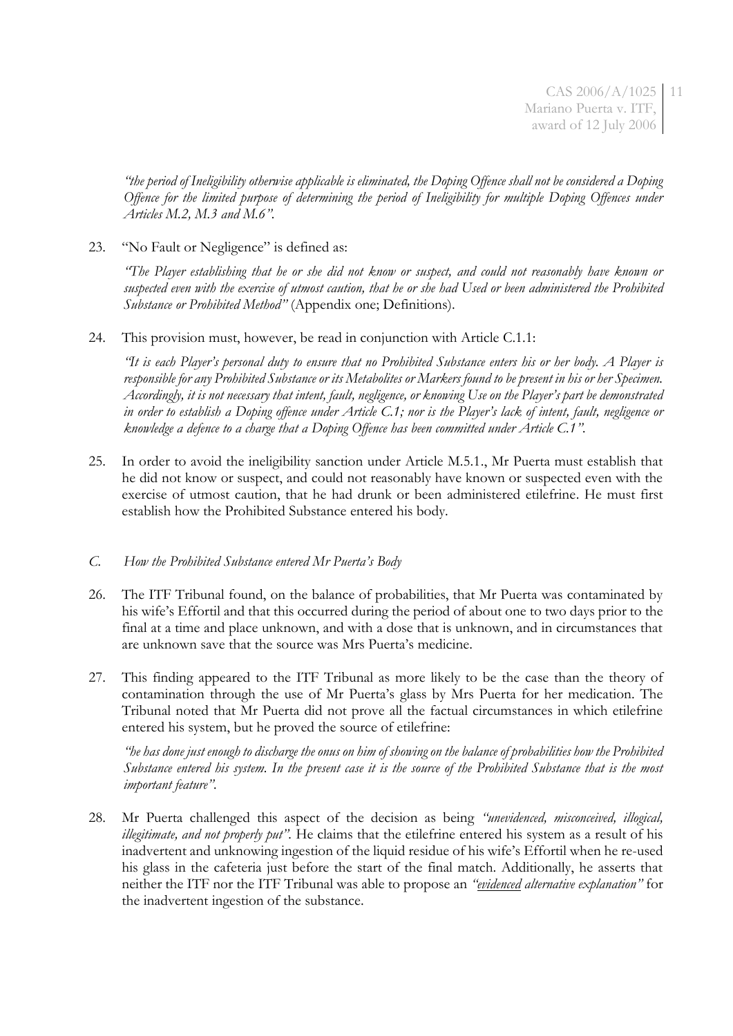*"the period of Ineligibility otherwise applicable is eliminated, the Doping Offence shall not be considered a Doping Offence for the limited purpose of determining the period of Ineligibility for multiple Doping Offences under Articles M.2, M.3 and M.6".*

23. "No Fault or Negligence" is defined as:

    *"The Player establishing that he or she did not know or suspect, and could not reasonably have known or suspected even with the exercise of utmost caution, that he or she had Used or been administered the Prohibited Substance or Prohibited Method"* (Appendix one; Definitions).

24. This provision must, however, be read in conjunction with Article C.1.1:

    *"It is each Player's personal duty to ensure that no Prohibited Substance enters his or her body. A Player is responsible for any Prohibited Substance or its Metabolites or Markers found to be present in his or her Specimen. Accordingly, it is not necessary that intent, fault, negligence, or knowing Use on the Player's part be demonstrated in order to establish a Doping offence under Article C.1; nor is the Player's lack of intent, fault, negligence or knowledge a defence to a charge that a Doping Offence has been committed under Article C.1".*

25. In order to avoid the ineligibility sanction under Article M.5.1., Mr Puerta must establish that he did not know or suspect, and could not reasonably have known or suspected even with the exercise of utmost caution, that he had drunk or been administered etilefrine. He must first establish how the Prohibited Substance entered his body.

### *C. How the Prohibited Substance entered Mr Puerta's Body*

26. The ITF Tribunal found, on the balance of probabilities, that Mr Puerta was contaminated by his wife's Effortil and that this occurred during the period of about one to two days prior to the final at a time and place unknown, and with a dose that is unknown, and in circumstances that are unknown save that the source was Mrs Puerta's medicine.

27. This finding appeared to the ITF Tribunal as more likely to be the case than the theory of contamination through the use of Mr Puerta's glass by Mrs Puerta for her medication. The Tribunal noted that Mr Puerta did not prove all the factual circumstances in which etilefrine entered his system, but he proved the source of etilefrine:

    *"he has done just enough to discharge the onus on him of showing on the balance of probabilities how the Prohibited Substance entered his system. In the present case it is the source of the Prohibited Substance that is the most important feature".*

28. Mr Puerta challenged this aspect of the decision as being *"unevidenced, misconceived, illogical, illegitimate, and not properly put".* He claims that the etilefrine entered his system as a result of his inadvertent and unknowing ingestion of the liquid residue of his wife's Effortil when he re-used his glass in the cafeteria just before the start of the final match. Additionally, he asserts that neither the ITF nor the ITF Tribunal was able to propose an *"evidenced alternative explanation"* for the inadvertent ingestion of the substance.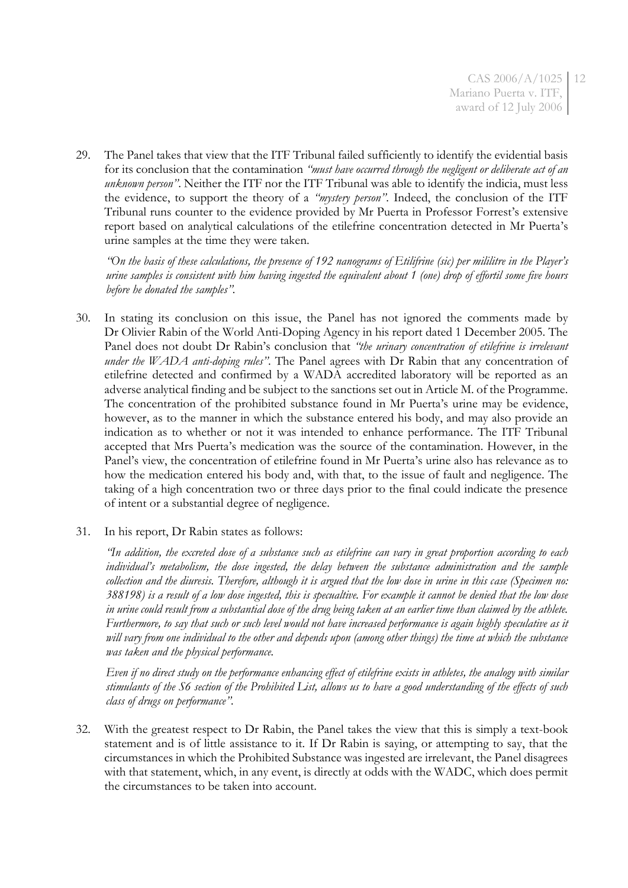29. The Panel takes that view that the ITF Tribunal failed sufficiently to identify the evidential basis for its conclusion that the contamination *"must have occurred through the negligent or deliberate act of an unknown person"*. Neither the ITF nor the ITF Tribunal was able to identify the indicia, must less the evidence, to support the theory of a *"mystery person"*. Indeed, the conclusion of the ITF Tribunal runs counter to the evidence provided by Mr Puerta in Professor Forrest's extensive report based on analytical calculations of the etilefrine concentration detected in Mr Puerta's urine samples at the time they were taken.

    *"On the basis of these calculations, the presence of 192 nanograms of Etilifrine (sic) per mililitre in the Player's urine samples is consistent with him having ingested the equivalent about 1 (one) drop of effortil some five hours before he donated the samples"*.

30. In stating its conclusion on this issue, the Panel has not ignored the comments made by Dr Olivier Rabin of the World Anti-Doping Agency in his report dated 1 December 2005. The Panel does not doubt Dr Rabin's conclusion that *"the urinary concentration of etilefrine is irrelevant under the WADA anti-doping rules"*. The Panel agrees with Dr Rabin that any concentration of etilefrine detected and confirmed by a WADA accredited laboratory will be reported as an adverse analytical finding and be subject to the sanctions set out in Article M. of the Programme. The concentration of the prohibited substance found in Mr Puerta's urine may be evidence, however, as to the manner in which the substance entered his body, and may also provide an indication as to whether or not it was intended to enhance performance. The ITF Tribunal accepted that Mrs Puerta's medication was the source of the contamination. However, in the Panel's view, the concentration of etilefrine found in Mr Puerta's urine also has relevance as to how the medication entered his body and, with that, to the issue of fault and negligence. The taking of a high concentration two or three days prior to the final could indicate the presence of intent or a substantial degree of negligence.

31. In his report, Dr Rabin states as follows:

    *"In addition, the excreted dose of a substance such as etilefrine can vary in great proportion according to each individual's metabolism, the dose ingested, the delay between the substance administration and the sample collection and the diuresis. Therefore, although it is argued that the low dose in urine in this case (Specimen no: 388198) is a result of a low dose ingested, this is specualtive. For example it cannot be denied that the low dose in urine could result from a substantial dose of the drug being taken at an earlier time than claimed by the athlete. Furthermore, to say that such or such level would not have increased performance is again highly speculative as it will vary from one individual to the other and depends upon (among other things) the time at which the substance was taken and the physical performance.*

    *Even if no direct study on the performance enhancing effect of etilefrine exists in athletes, the analogy with similar stimulants of the S6 section of the Prohibited List, allows us to have a good understanding of the effects of such class of drugs on performance"*.

32. With the greatest respect to Dr Rabin, the Panel takes the view that this is simply a text-book statement and is of little assistance to it. If Dr Rabin is saying, or attempting to say, that the circumstances in which the Prohibited Substance was ingested are irrelevant, the Panel disagrees with that statement, which, in any event, is directly at odds with the WADC, which does permit the circumstances to be taken into account.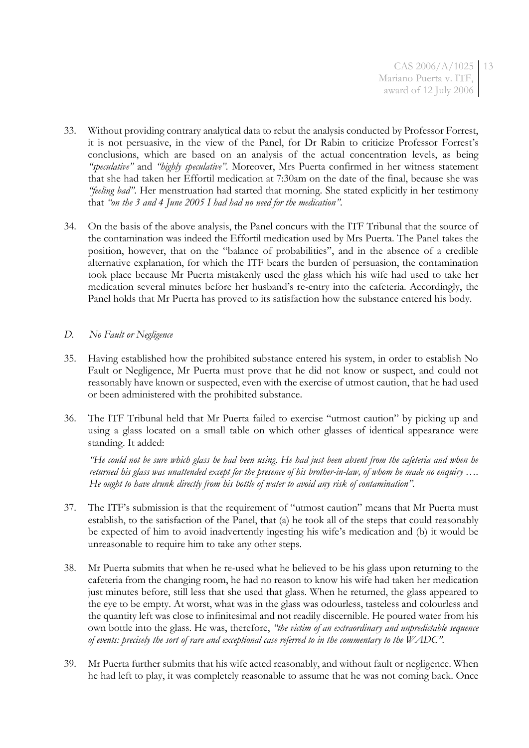33. Without providing contrary analytical data to rebut the analysis conducted by Professor Forrest, it is not persuasive, in the view of the Panel, for Dr Rabin to criticize Professor Forrest's conclusions, which are based on an analysis of the actual concentration levels, as being *"speculative"* and *"highly speculative"*. Moreover, Mrs Puerta confirmed in her witness statement that she had taken her Effortil medication at 7:30am on the date of the final, because she was *"feeling bad"*. Her menstruation had started that morning. She stated explicitly in her testimony that *"on the 3 and 4 June 2005 I had had no need for the medication"*.

34. On the basis of the above analysis, the Panel concurs with the ITF Tribunal that the source of the contamination was indeed the Effortil medication used by Mrs Puerta. The Panel takes the position, however, that on the "balance of probabilities", and in the absence of a credible alternative explanation, for which the ITF bears the burden of persuasion, the contamination took place because Mr Puerta mistakenly used the glass which his wife had used to take her medication several minutes before her husband's re-entry into the cafeteria. Accordingly, the Panel holds that Mr Puerta has proved to its satisfaction how the substance entered his body.

*D. No Fault or Negligence*

35. Having established how the prohibited substance entered his system, in order to establish No Fault or Negligence, Mr Puerta must prove that he did not know or suspect, and could not reasonably have known or suspected, even with the exercise of utmost caution, that he had used or been administered with the prohibited substance.

36. The ITF Tribunal held that Mr Puerta failed to exercise "utmost caution" by picking up and using a glass located on a small table on which other glasses of identical appearance were standing. It added:

    *"He could not be sure which glass he had been using. He had just been absent from the cafeteria and when he returned his glass was unattended except for the presence of his brother-in-law, of whom he made no enquiry …. He ought to have drunk directly from his bottle of water to avoid any risk of contamination"*.

37. The ITF's submission is that the requirement of "utmost caution" means that Mr Puerta must establish, to the satisfaction of the Panel, that (a) he took all of the steps that could reasonably be expected of him to avoid inadvertently ingesting his wife's medication and (b) it would be unreasonable to require him to take any other steps.

38. Mr Puerta submits that when he re-used what he believed to be his glass upon returning to the cafeteria from the changing room, he had no reason to know his wife had taken her medication just minutes before, still less that she used that glass. When he returned, the glass appeared to the eye to be empty. At worst, what was in the glass was odourless, tasteless and colourless and the quantity left was close to infinitesimal and not readily discernible. He poured water from his own bottle into the glass. He was, therefore, *"the victim of an extraordinary and unpredictable sequence of events: precisely the sort of rare and exceptional case referred to in the commentary to the WADC"*.

39. Mr Puerta further submits that his wife acted reasonably, and without fault or negligence. When he had left to play, it was completely reasonable to assume that he was not coming back. Once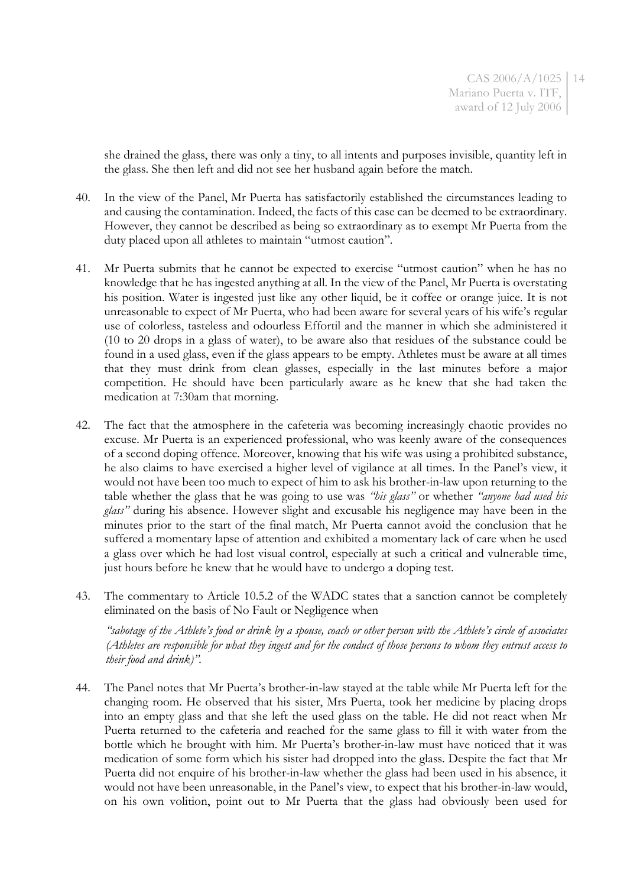she drained the glass, there was only a tiny, to all intents and purposes invisible, quantity left in the glass. She then left and did not see her husband again before the match.

40. In the view of the Panel, Mr Puerta has satisfactorily established the circumstances leading to and causing the contamination. Indeed, the facts of this case can be deemed to be extraordinary. However, they cannot be described as being so extraordinary as to exempt Mr Puerta from the duty placed upon all athletes to maintain "utmost caution".

41. Mr Puerta submits that he cannot be expected to exercise "utmost caution" when he has no knowledge that he has ingested anything at all. In the view of the Panel, Mr Puerta is overstating his position. Water is ingested just like any other liquid, be it coffee or orange juice. It is not unreasonable to expect of Mr Puerta, who had been aware for several years of his wife's regular use of colorless, tasteless and odourless Effortil and the manner in which she administered it (10 to 20 drops in a glass of water), to be aware also that residues of the substance could be found in a used glass, even if the glass appears to be empty. Athletes must be aware at all times that they must drink from clean glasses, especially in the last minutes before a major competition. He should have been particularly aware as he knew that she had taken the medication at 7:30am that morning.

42. The fact that the atmosphere in the cafeteria was becoming increasingly chaotic provides no excuse. Mr Puerta is an experienced professional, who was keenly aware of the consequences of a second doping offence. Moreover, knowing that his wife was using a prohibited substance, he also claims to have exercised a higher level of vigilance at all times. In the Panel's view, it would not have been too much to expect of him to ask his brother-in-law upon returning to the table whether the glass that he was going to use was *"his glass"* or whether *"anyone had used his glass"* during his absence. However slight and excusable his negligence may have been in the minutes prior to the start of the final match, Mr Puerta cannot avoid the conclusion that he suffered a momentary lapse of attention and exhibited a momentary lack of care when he used a glass over which he had lost visual control, especially at such a critical and vulnerable time, just hours before he knew that he would have to undergo a doping test.

43. The commentary to Article 10.5.2 of the WADC states that a sanction cannot be completely eliminated on the basis of No Fault or Negligence when

    *"sabotage of the Athlete's food or drink by a spouse, coach or other person with the Athlete's circle of associates (Athletes are responsible for what they ingest and for the conduct of those persons to whom they entrust access to their food and drink)".*

44. The Panel notes that Mr Puerta's brother-in-law stayed at the table while Mr Puerta left for the changing room. He observed that his sister, Mrs Puerta, took her medicine by placing drops into an empty glass and that she left the used glass on the table. He did not react when Mr Puerta returned to the cafeteria and reached for the same glass to fill it with water from the bottle which he brought with him. Mr Puerta's brother-in-law must have noticed that it was medication of some form which his sister had dropped into the glass. Despite the fact that Mr Puerta did not enquire of his brother-in-law whether the glass had been used in his absence, it would not have been unreasonable, in the Panel's view, to expect that his brother-in-law would, on his own volition, point out to Mr Puerta that the glass had obviously been used for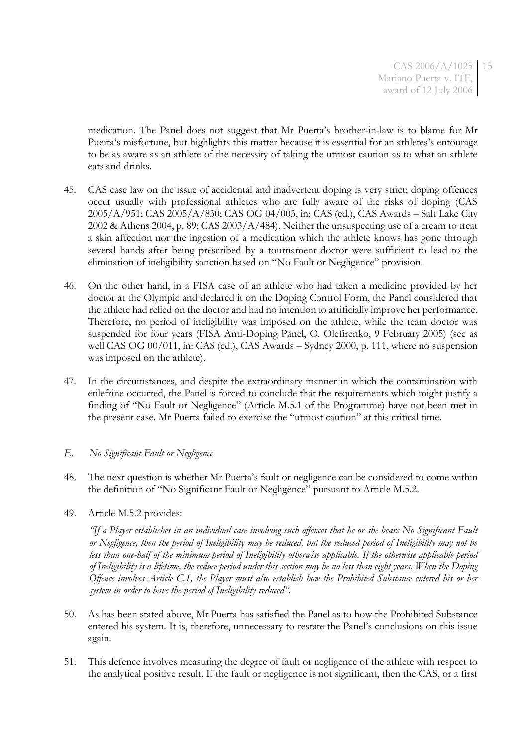medication. The Panel does not suggest that Mr Puerta's brother-in-law is to blame for Mr Puerta's misfortune, but highlights this matter because it is essential for an athletes's entourage to be as aware as an athlete of the necessity of taking the utmost caution as to what an athlete eats and drinks.

45. CAS case law on the issue of accidental and inadvertent doping is very strict; doping offences occur usually with professional athletes who are fully aware of the risks of doping (CAS 2005/A/951; CAS 2005/A/830; CAS OG 04/003, in: CAS (ed.), CAS Awards – Salt Lake City 2002 & Athens 2004, p. 89; CAS 2003/A/484). Neither the unsuspecting use of a cream to treat a skin affection nor the ingestion of a medication which the athlete knows has gone through several hands after being prescribed by a tournament doctor were sufficient to lead to the elimination of ineligibility sanction based on "No Fault or Negligence" provision.

46. On the other hand, in a FISA case of an athlete who had taken a medicine provided by her doctor at the Olympic and declared it on the Doping Control Form, the Panel considered that the athlete had relied on the doctor and had no intention to artificially improve her performance. Therefore, no period of ineligibility was imposed on the athlete, while the team doctor was suspended for four years (FISA Anti-Doping Panel, O. Olefirenko, 9 February 2005) (see as well CAS OG 00/011, in: CAS (ed.), CAS Awards – Sydney 2000, p. 111, where no suspension was imposed on the athlete).

47. In the circumstances, and despite the extraordinary manner in which the contamination with etilefrine occurred, the Panel is forced to conclude that the requirements which might justify a finding of "No Fault or Negligence" (Article M.5.1 of the Programme) have not been met in the present case. Mr Puerta failed to exercise the "utmost caution" at this critical time.

*E. No Significant Fault or Negligence*

48. The next question is whether Mr Puerta's fault or negligence can be considered to come within the definition of "No Significant Fault or Negligence" pursuant to Article M.5.2.

49. Article M.5.2 provides:

*"If a Player establishes in an individual case involving such offences that he or she bears No Significant Fault or Negligence, then the period of Ineligibility may be reduced, but the reduced period of Ineligibility may not be less than one-half of the minimum period of Ineligibility otherwise applicable. If the otherwise applicable period of Ineligibility is a lifetime, the reduce period under this section may be no less than eight years. When the Doping Offence involves Article C.1, the Player must also establish how the Prohibited Substance entered his or her system in order to have the period of Ineligibility reduced".*

50. As has been stated above, Mr Puerta has satisfied the Panel as to how the Prohibited Substance entered his system. It is, therefore, unnecessary to restate the Panel's conclusions on this issue again.

51. This defence involves measuring the degree of fault or negligence of the athlete with respect to the analytical positive result. If the fault or negligence is not significant, then the CAS, or a first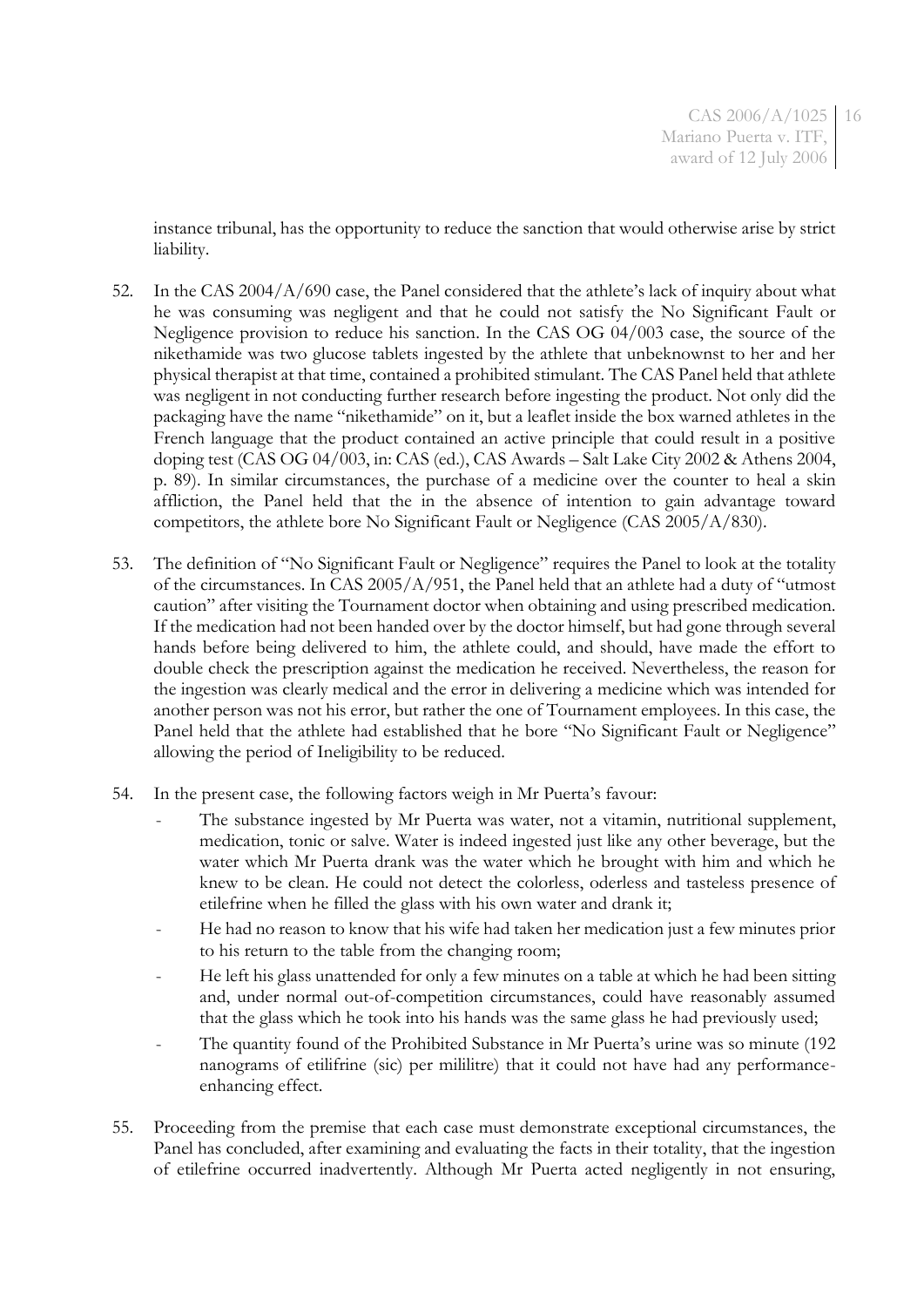instance tribunal, has the opportunity to reduce the sanction that would otherwise arise by strict liability.

52. In the CAS 2004/A/690 case, the Panel considered that the athlete's lack of inquiry about what he was consuming was negligent and that he could not satisfy the No Significant Fault or Negligence provision to reduce his sanction. In the CAS OG 04/003 case, the source of the nikethamide was two glucose tablets ingested by the athlete that unbeknownst to her and her physical therapist at that time, contained a prohibited stimulant. The CAS Panel held that athlete was negligent in not conducting further research before ingesting the product. Not only did the packaging have the name "nikethamide" on it, but a leaflet inside the box warned athletes in the French language that the product contained an active principle that could result in a positive doping test (CAS OG 04/003, in: CAS (ed.), CAS Awards – Salt Lake City 2002 & Athens 2004, p. 89). In similar circumstances, the purchase of a medicine over the counter to heal a skin affliction, the Panel held that the in the absence of intention to gain advantage toward competitors, the athlete bore No Significant Fault or Negligence (CAS 2005/A/830).

53. The definition of "No Significant Fault or Negligence" requires the Panel to look at the totality of the circumstances. In CAS 2005/A/951, the Panel held that an athlete had a duty of "utmost caution" after visiting the Tournament doctor when obtaining and using prescribed medication. If the medication had not been handed over by the doctor himself, but had gone through several hands before being delivered to him, the athlete could, and should, have made the effort to double check the prescription against the medication he received. Nevertheless, the reason for the ingestion was clearly medical and the error in delivering a medicine which was intended for another person was not his error, but rather the one of Tournament employees. In this case, the Panel held that the athlete had established that he bore "No Significant Fault or Negligence" allowing the period of Ineligibility to be reduced.

54. In the present case, the following factors weigh in Mr Puerta's favour:
    - The substance ingested by Mr Puerta was water, not a vitamin, nutritional supplement, medication, tonic or salve. Water is indeed ingested just like any other beverage, but the water which Mr Puerta drank was the water which he brought with him and which he knew to be clean. He could not detect the colorless, oderless and tasteless presence of etilefrine when he filled the glass with his own water and drank it;
    - He had no reason to know that his wife had taken her medication just a few minutes prior to his return to the table from the changing room;
    - He left his glass unattended for only a few minutes on a table at which he had been sitting and, under normal out-of-competition circumstances, could have reasonably assumed that the glass which he took into his hands was the same glass he had previously used;
    - The quantity found of the Prohibited Substance in Mr Puerta's urine was so minute (192 nanograms of etilifrine (sic) per mililitre) that it could not have had any performance-enhancing effect.

55. Proceeding from the premise that each case must demonstrate exceptional circumstances, the Panel has concluded, after examining and evaluating the facts in their totality, that the ingestion of etilefrine occurred inadvertently. Although Mr Puerta acted negligently in not ensuring,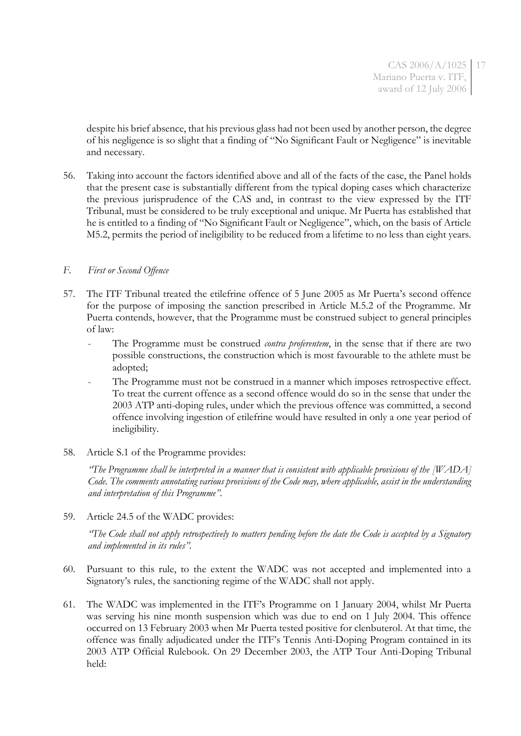despite his brief absence, that his previous glass had not been used by another person, the degree of his negligence is so slight that a finding of "No Significant Fault or Negligence" is inevitable and necessary.

56. Taking into account the factors identified above and all of the facts of the case, the Panel holds that the present case is substantially different from the typical doping cases which characterize the previous jurisprudence of the CAS and, in contrast to the view expressed by the ITF Tribunal, must be considered to be truly exceptional and unique. Mr Puerta has established that he is entitled to a finding of "No Significant Fault or Negligence", which, on the basis of Article M5.2, permits the period of ineligibility to be reduced from a lifetime to no less than eight years.

### *F. First or Second Offence*

57. The ITF Tribunal treated the etilefrine offence of 5 June 2005 as Mr Puerta's second offence for the purpose of imposing the sanction prescribed in Article M.5.2 of the Programme. Mr Puerta contends, however, that the Programme must be construed subject to general principles of law:
    - The Programme must be construed *contra proferentem*, in the sense that if there are two possible constructions, the construction which is most favourable to the athlete must be adopted;
    - The Programme must not be construed in a manner which imposes retrospective effect. To treat the current offence as a second offence would do so in the sense that under the 2003 ATP anti-doping rules, under which the previous offence was committed, a second offence involving ingestion of etilefrine would have resulted in only a one year period of ineligibility.

58. Article S.1 of the Programme provides:

    *"The Programme shall be interpreted in a manner that is consistent with applicable provisions of the [WADA] Code. The comments annotating various provisions of the Code may, where applicable, assist in the understanding and interpretation of this Programme".*

59. Article 24.5 of the WADC provides:

    *"The Code shall not apply retrospectively to matters pending before the date the Code is accepted by a Signatory and implemented in its rules".*

60. Pursuant to this rule, to the extent the WADC was not accepted and implemented into a Signatory's rules, the sanctioning regime of the WADC shall not apply.

61. The WADC was implemented in the ITF's Programme on 1 January 2004, whilst Mr Puerta was serving his nine month suspension which was due to end on 1 July 2004. This offence occurred on 13 February 2003 when Mr Puerta tested positive for clenbuterol. At that time, the offence was finally adjudicated under the ITF's Tennis Anti-Doping Program contained in its 2003 ATP Official Rulebook. On 29 December 2003, the ATP Tour Anti-Doping Tribunal held: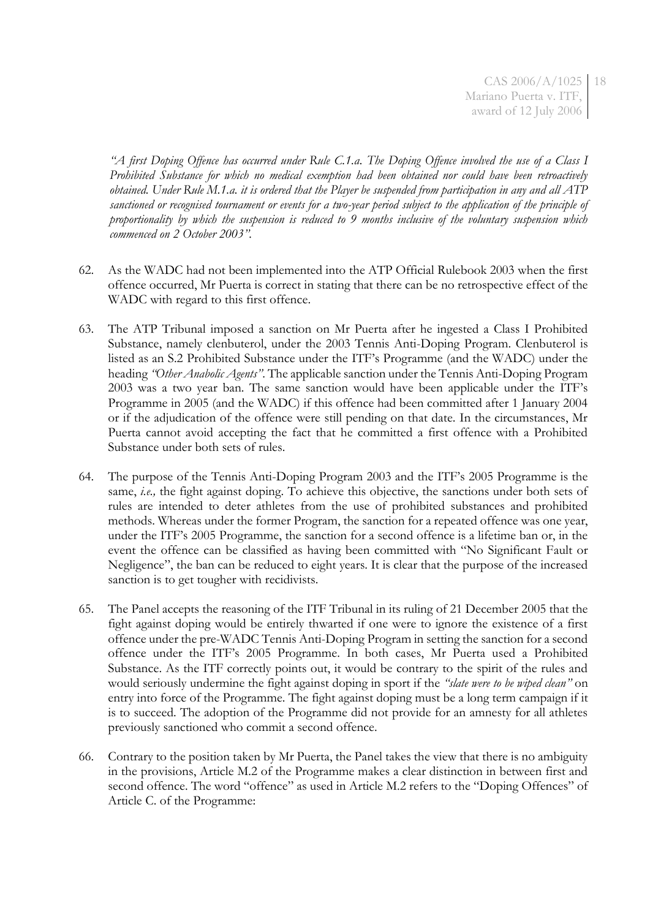*"A first Doping Offence has occurred under Rule C.1.a. The Doping Offence involved the use of a Class I Prohibited Substance for which no medical exemption had been obtained nor could have been retroactively obtained. Under Rule M.1.a. it is ordered that the Player be suspended from participation in any and all ATP sanctioned or recognised tournament or events for a two-year period subject to the application of the principle of proportionality by which the suspension is reduced to 9 months inclusive of the voluntary suspension which commenced on 2 October 2003".*

62. As the WADC had not been implemented into the ATP Official Rulebook 2003 when the first offence occurred, Mr Puerta is correct in stating that there can be no retrospective effect of the WADC with regard to this first offence.

63. The ATP Tribunal imposed a sanction on Mr Puerta after he ingested a Class I Prohibited Substance, namely clenbuterol, under the 2003 Tennis Anti-Doping Program. Clenbuterol is listed as an S.2 Prohibited Substance under the ITF's Programme (and the WADC) under the heading *"Other Anabolic Agents"*. The applicable sanction under the Tennis Anti-Doping Program 2003 was a two year ban. The same sanction would have been applicable under the ITF's Programme in 2005 (and the WADC) if this offence had been committed after 1 January 2004 or if the adjudication of the offence were still pending on that date. In the circumstances, Mr Puerta cannot avoid accepting the fact that he committed a first offence with a Prohibited Substance under both sets of rules.

64. The purpose of the Tennis Anti-Doping Program 2003 and the ITF's 2005 Programme is the same, *i.e.,* the fight against doping. To achieve this objective, the sanctions under both sets of rules are intended to deter athletes from the use of prohibited substances and prohibited methods. Whereas under the former Program, the sanction for a repeated offence was one year, under the ITF's 2005 Programme, the sanction for a second offence is a lifetime ban or, in the event the offence can be classified as having been committed with "No Significant Fault or Negligence", the ban can be reduced to eight years. It is clear that the purpose of the increased sanction is to get tougher with recidivists.

65. The Panel accepts the reasoning of the ITF Tribunal in its ruling of 21 December 2005 that the fight against doping would be entirely thwarted if one were to ignore the existence of a first offence under the pre-WADC Tennis Anti-Doping Program in setting the sanction for a second offence under the ITF's 2005 Programme. In both cases, Mr Puerta used a Prohibited Substance. As the ITF correctly points out, it would be contrary to the spirit of the rules and would seriously undermine the fight against doping in sport if the *"slate were to be wiped clean"* on entry into force of the Programme. The fight against doping must be a long term campaign if it is to succeed. The adoption of the Programme did not provide for an amnesty for all athletes previously sanctioned who commit a second offence.

66. Contrary to the position taken by Mr Puerta, the Panel takes the view that there is no ambiguity in the provisions, Article M.2 of the Programme makes a clear distinction in between first and second offence. The word "offence" as used in Article M.2 refers to the "Doping Offences" of Article C. of the Programme: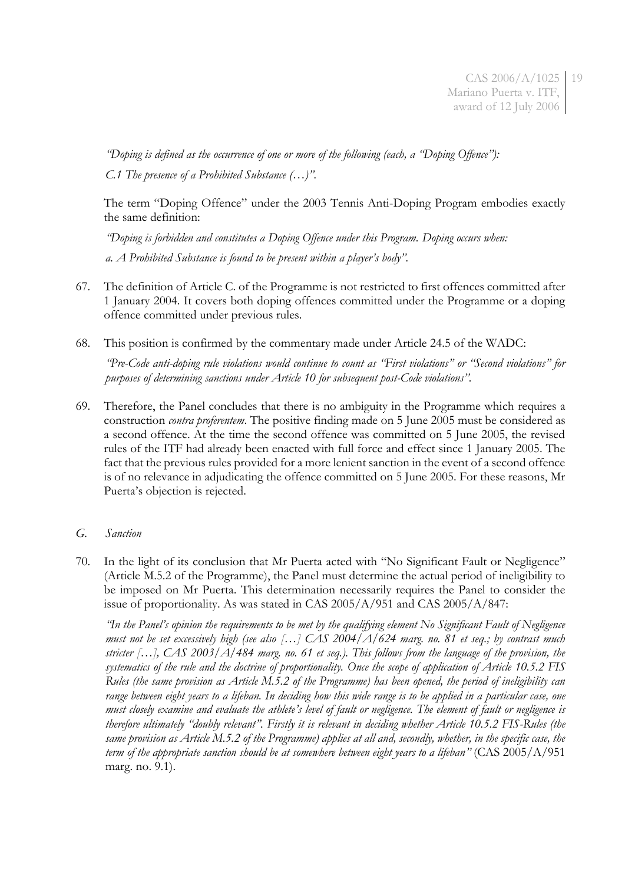*"Doping is defined as the occurrence of one or more of the following (each, a "Doping Offence"):*

*C.1 The presence of a Prohibited Substance (…)".*

The term "Doping Offence" under the 2003 Tennis Anti-Doping Program embodies exactly the same definition:

*"Doping is forbidden and constitutes a Doping Offence under this Program. Doping occurs when:*

*a. A Prohibited Substance is found to be present within a player's body".*

67. The definition of Article C. of the Programme is not restricted to first offences committed after 1 January 2004. It covers both doping offences committed under the Programme or a doping offence committed under previous rules.

68. This position is confirmed by the commentary made under Article 24.5 of the WADC:

    *"Pre-Code anti-doping rule violations would continue to count as "First violations" or "Second violations" for purposes of determining sanctions under Article 10 for subsequent post-Code violations".*

69. Therefore, the Panel concludes that there is no ambiguity in the Programme which requires a construction *contra proferentem*. The positive finding made on 5 June 2005 must be considered as a second offence. At the time the second offence was committed on 5 June 2005, the revised rules of the ITF had already been enacted with full force and effect since 1 January 2005. The fact that the previous rules provided for a more lenient sanction in the event of a second offence is of no relevance in adjudicating the offence committed on 5 June 2005. For these reasons, Mr Puerta's objection is rejected.

*G. Sanction*

70. In the light of its conclusion that Mr Puerta acted with "No Significant Fault or Negligence" (Article M.5.2 of the Programme), the Panel must determine the actual period of ineligibility to be imposed on Mr Puerta. This determination necessarily requires the Panel to consider the issue of proportionality. As was stated in CAS 2005/A/951 and CAS 2005/A/847:

    *"In the Panel's opinion the requirements to be met by the qualifying element No Significant Fault of Negligence must not be set excessively high (see also […] CAS 2004/A/624 marg. no. 81 et seq.; by contrast much stricter […], CAS 2003/A/484 marg. no. 61 et seq.). This follows from the language of the provision, the systematics of the rule and the doctrine of proportionality. Once the scope of application of Article 10.5.2 FIS Rules (the same provision as Article M.5.2 of the Programme) has been opened, the period of ineligibility can range between eight years to a lifeban. In deciding how this wide range is to be applied in a particular case, one must closely examine and evaluate the athlete's level of fault or negligence. The element of fault or negligence is therefore ultimately "doubly relevant". Firstly it is relevant in deciding whether Article 10.5.2 FIS-Rules (the same provision as Article M.5.2 of the Programme) applies at all and, secondly, whether, in the specific case, the term of the appropriate sanction should be at somewhere between eight years to a lifeban"* (CAS 2005/A/951 marg. no. 9.1).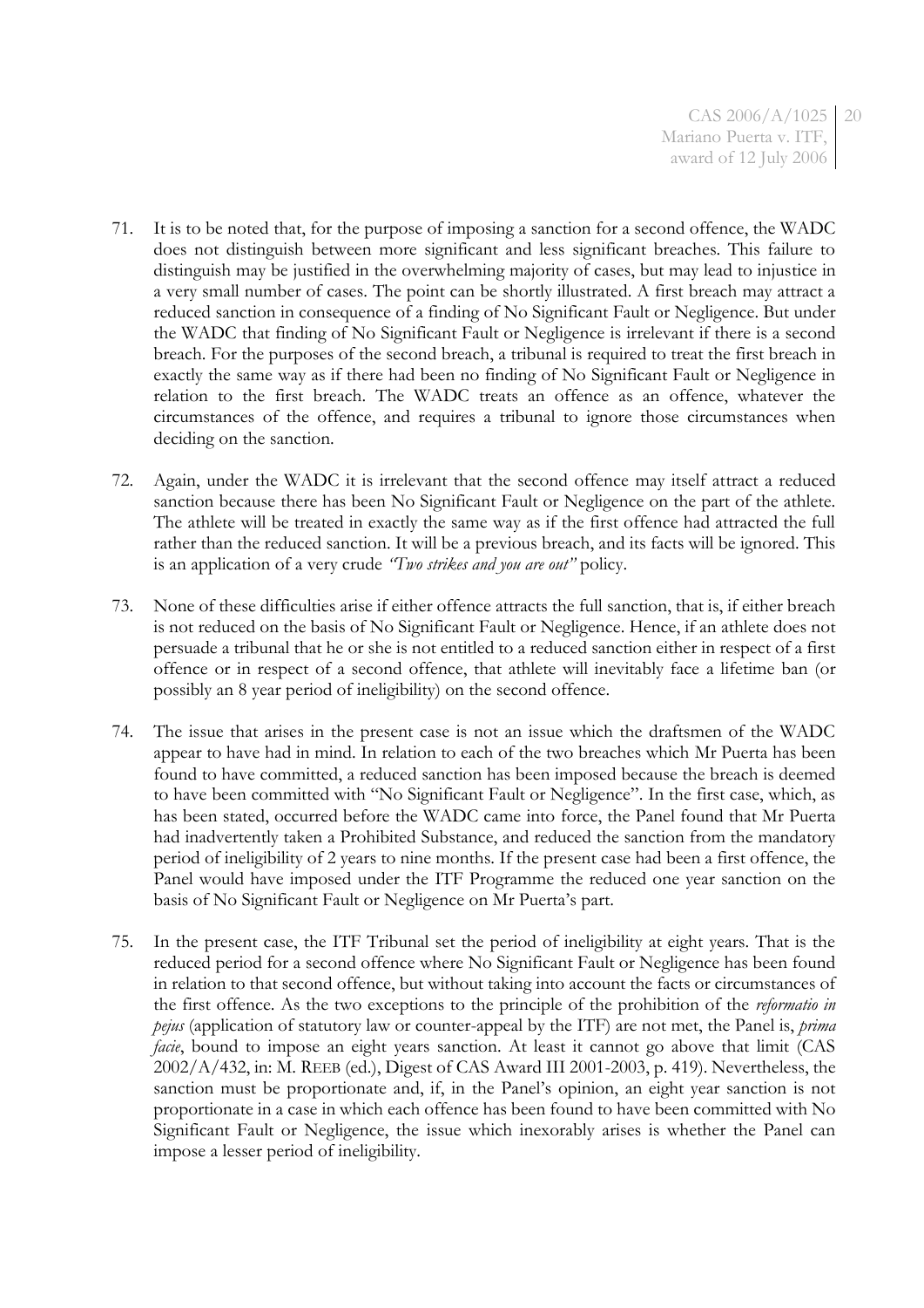71. It is to be noted that, for the purpose of imposing a sanction for a second offence, the WADC does not distinguish between more significant and less significant breaches. This failure to distinguish may be justified in the overwhelming majority of cases, but may lead to injustice in a very small number of cases. The point can be shortly illustrated. A first breach may attract a reduced sanction in consequence of a finding of No Significant Fault or Negligence. But under the WADC that finding of No Significant Fault or Negligence is irrelevant if there is a second breach. For the purposes of the second breach, a tribunal is required to treat the first breach in exactly the same way as if there had been no finding of No Significant Fault or Negligence in relation to the first breach. The WADC treats an offence as an offence, whatever the circumstances of the offence, and requires a tribunal to ignore those circumstances when deciding on the sanction.

72. Again, under the WADC it is irrelevant that the second offence may itself attract a reduced sanction because there has been No Significant Fault or Negligence on the part of the athlete. The athlete will be treated in exactly the same way as if the first offence had attracted the full rather than the reduced sanction. It will be a previous breach, and its facts will be ignored. This is an application of a very crude *"Two strikes and you are out"* policy.

73. None of these difficulties arise if either offence attracts the full sanction, that is, if either breach is not reduced on the basis of No Significant Fault or Negligence. Hence, if an athlete does not persuade a tribunal that he or she is not entitled to a reduced sanction either in respect of a first offence or in respect of a second offence, that athlete will inevitably face a lifetime ban (or possibly an 8 year period of ineligibility) on the second offence.

74. The issue that arises in the present case is not an issue which the draftsmen of the WADC appear to have had in mind. In relation to each of the two breaches which Mr Puerta has been found to have committed, a reduced sanction has been imposed because the breach is deemed to have been committed with "No Significant Fault or Negligence". In the first case, which, as has been stated, occurred before the WADC came into force, the Panel found that Mr Puerta had inadvertently taken a Prohibited Substance, and reduced the sanction from the mandatory period of ineligibility of 2 years to nine months. If the present case had been a first offence, the Panel would have imposed under the ITF Programme the reduced one year sanction on the basis of No Significant Fault or Negligence on Mr Puerta's part.

75. In the present case, the ITF Tribunal set the period of ineligibility at eight years. That is the reduced period for a second offence where No Significant Fault or Negligence has been found in relation to that second offence, but without taking into account the facts or circumstances of the first offence. As the two exceptions to the principle of the prohibition of the *reformatio in pejus* (application of statutory law or counter-appeal by the ITF) are not met, the Panel is, *prima facie*, bound to impose an eight years sanction. At least it cannot go above that limit (CAS 2002/A/432, in: M. REEB (ed.), Digest of CAS Award III 2001-2003, p. 419). Nevertheless, the sanction must be proportionate and, if, in the Panel's opinion, an eight year sanction is not proportionate in a case in which each offence has been found to have been committed with No Significant Fault or Negligence, the issue which inexorably arises is whether the Panel can impose a lesser period of ineligibility.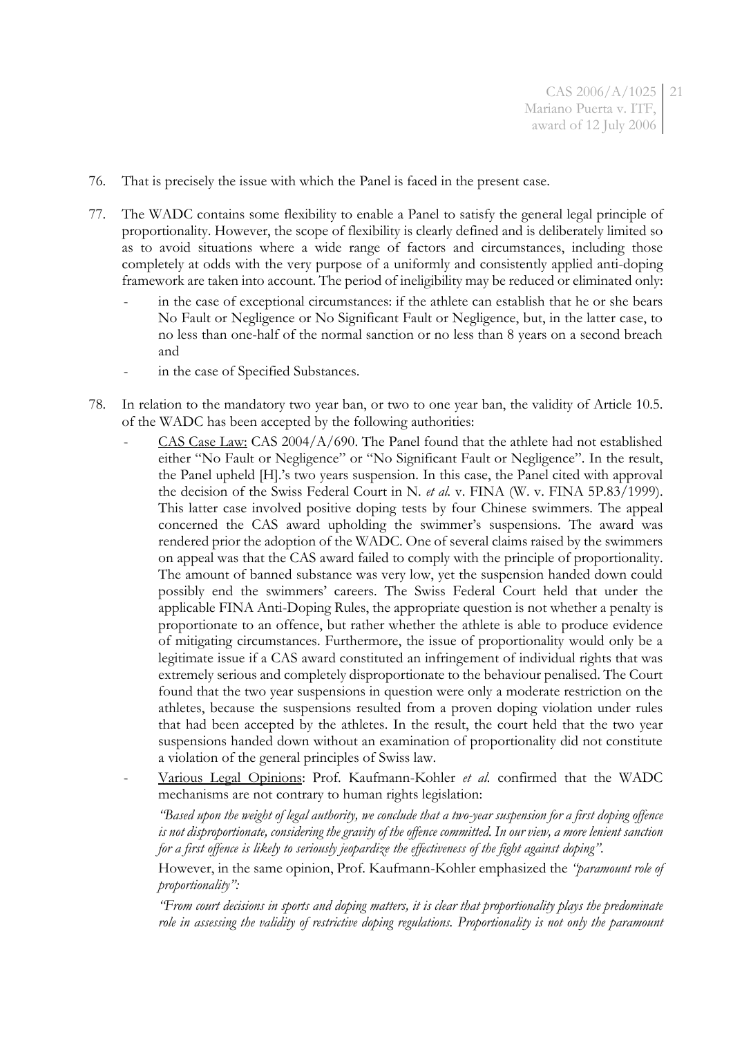76. That is precisely the issue with which the Panel is faced in the present case.

77. The WADC contains some flexibility to enable a Panel to satisfy the general legal principle of proportionality. However, the scope of flexibility is clearly defined and is deliberately limited so as to avoid situations where a wide range of factors and circumstances, including those completely at odds with the very purpose of a uniformly and consistently applied anti-doping framework are taken into account. The period of ineligibility may be reduced or eliminated only:

   - in the case of exceptional circumstances: if the athlete can establish that he or she bears No Fault or Negligence or No Significant Fault or Negligence, but, in the latter case, to no less than one-half of the normal sanction or no less than 8 years on a second breach and
   - in the case of Specified Substances.

78. In relation to the mandatory two year ban, or two to one year ban, the validity of Article 10.5. of the WADC has been accepted by the following authorities:

   - <u>CAS Case Law:</u> CAS 2004/A/690. The Panel found that the athlete had not established either "No Fault or Negligence" or "No Significant Fault or Negligence". In the result, the Panel upheld [H].'s two years suspension. In this case, the Panel cited with approval the decision of the Swiss Federal Court in N. *et al.* v. FINA (W. v. FINA 5P.83/1999). This latter case involved positive doping tests by four Chinese swimmers. The appeal concerned the CAS award upholding the swimmer's suspensions. The award was rendered prior the adoption of the WADC. One of several claims raised by the swimmers on appeal was that the CAS award failed to comply with the principle of proportionality. The amount of banned substance was very low, yet the suspension handed down could possibly end the swimmers' careers. The Swiss Federal Court held that under the applicable FINA Anti-Doping Rules, the appropriate question is not whether a penalty is proportionate to an offence, but rather whether the athlete is able to produce evidence of mitigating circumstances. Furthermore, the issue of proportionality would only be a legitimate issue if a CAS award constituted an infringement of individual rights that was extremely serious and completely disproportionate to the behaviour penalised. The Court found that the two year suspensions in question were only a moderate restriction on the athletes, because the suspensions resulted from a proven doping violation under rules that had been accepted by the athletes. In the result, the court held that the two year suspensions handed down without an examination of proportionality did not constitute a violation of the general principles of Swiss law.
   - <u>Various Legal Opinions</u>: Prof. Kaufmann-Kohler *et al.* confirmed that the WADC mechanisms are not contrary to human rights legislation:

     *"Based upon the weight of legal authority, we conclude that a two-year suspension for a first doping offence is not disproportionate, considering the gravity of the offence committed. In our view, a more lenient sanction for a first offence is likely to seriously jeopardize the effectiveness of the fight against doping".*

     However, in the same opinion, Prof. Kaufmann-Kohler emphasized the *"paramount role of proportionality":*

     *"From court decisions in sports and doping matters, it is clear that proportionality plays the predominate role in assessing the validity of restrictive doping regulations. Proportionality is not only the paramount*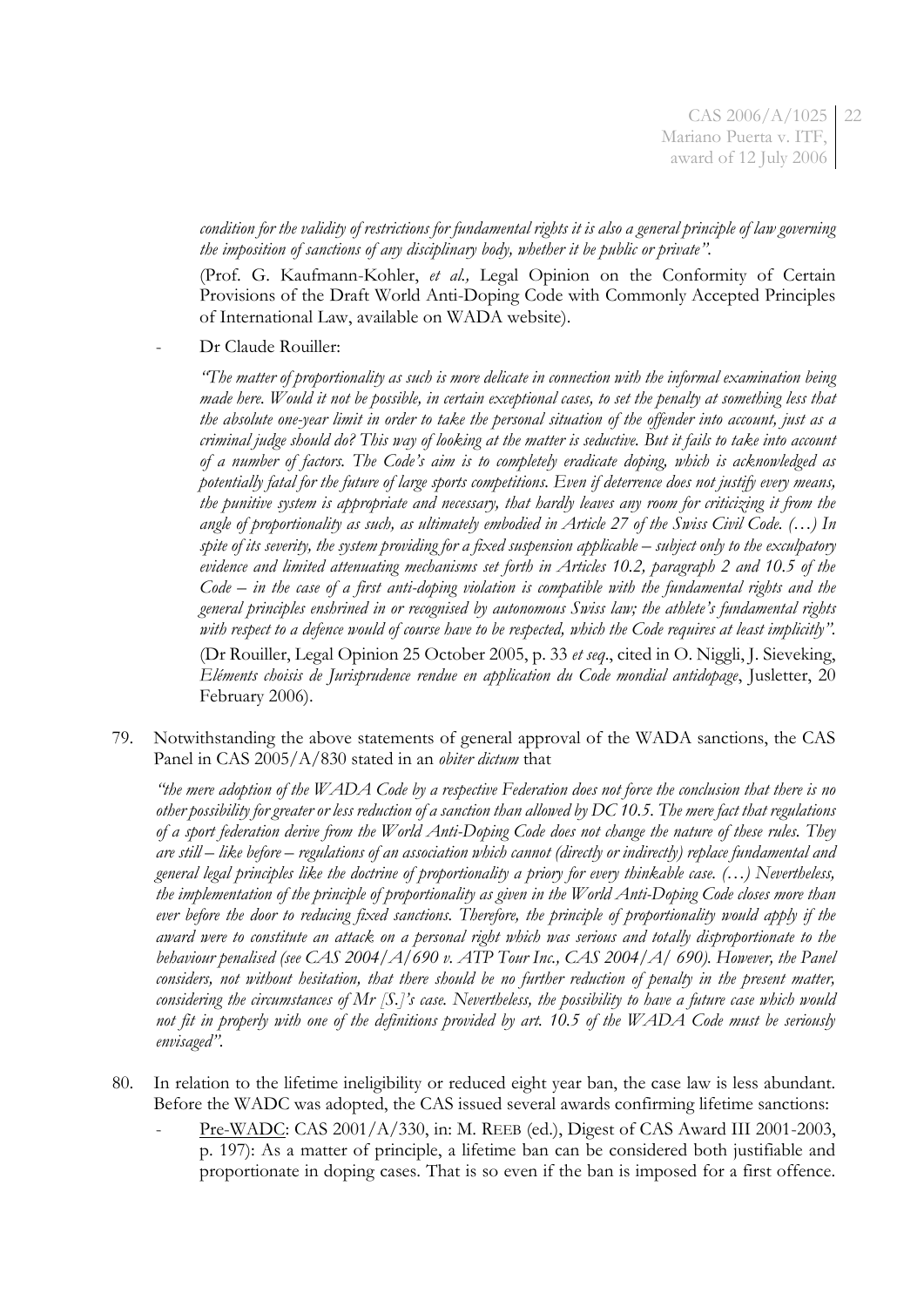*condition for the validity of restrictions for fundamental rights it is also a general principle of law governing the imposition of sanctions of any disciplinary body, whether it be public or private".*

(Prof. G. Kaufmann-Kohler, *et al.,* Legal Opinion on the Conformity of Certain Provisions of the Draft World Anti-Doping Code with Commonly Accepted Principles of International Law, available on WADA website).

- Dr Claude Rouiller:

*"The matter of proportionality as such is more delicate in connection with the informal examination being made here. Would it not be possible, in certain exceptional cases, to set the penalty at something less that the absolute one-year limit in order to take the personal situation of the offender into account, just as a criminal judge should do? This way of looking at the matter is seductive. But it fails to take into account of a number of factors. The Code's aim is to completely eradicate doping, which is acknowledged as potentially fatal for the future of large sports competitions. Even if deterrence does not justify every means, the punitive system is appropriate and necessary, that hardly leaves any room for criticizing it from the angle of proportionality as such, as ultimately embodied in Article 27 of the Swiss Civil Code. (…) In spite of its severity, the system providing for a fixed suspension applicable – subject only to the exculpatory evidence and limited attenuating mechanisms set forth in Articles 10.2, paragraph 2 and 10.5 of the Code – in the case of a first anti-doping violation is compatible with the fundamental rights and the general principles enshrined in or recognised by autonomous Swiss law; the athlete's fundamental rights with respect to a defence would of course have to be respected, which the Code requires at least implicitly".*

(Dr Rouiller, Legal Opinion 25 October 2005, p. 33 *et seq*., cited in O. Niggli, J. Sieveking, *Eléments choisis de Jurisprudence rendue en application du Code mondial antidopage*, Jusletter, 20 February 2006).

79. Notwithstanding the above statements of general approval of the WADA sanctions, the CAS Panel in CAS 2005/A/830 stated in an *obiter dictum* that

*"the mere adoption of the WADA Code by a respective Federation does not force the conclusion that there is no other possibility for greater or less reduction of a sanction than allowed by DC 10.5. The mere fact that regulations of a sport federation derive from the World Anti-Doping Code does not change the nature of these rules. They are still – like before – regulations of an association which cannot (directly or indirectly) replace fundamental and general legal principles like the doctrine of proportionality a priory for every thinkable case. (…) Nevertheless, the implementation of the principle of proportionality as given in the World Anti-Doping Code closes more than ever before the door to reducing fixed sanctions. Therefore, the principle of proportionality would apply if the award were to constitute an attack on a personal right which was serious and totally disproportionate to the behaviour penalised (see CAS 2004/A/690 v. ATP Tour Inc., CAS 2004/A/ 690). However, the Panel considers, not without hesitation, that there should be no further reduction of penalty in the present matter, considering the circumstances of Mr [S.]'s case. Nevertheless, the possibility to have a future case which would not fit in properly with one of the definitions provided by art. 10.5 of the WADA Code must be seriously envisaged".*

80. In relation to the lifetime ineligibility or reduced eight year ban, the case law is less abundant. Before the WADC was adopted, the CAS issued several awards confirming lifetime sanctions:

- Pre-WADC: CAS 2001/A/330, in: M. REEB (ed.), Digest of CAS Award III 2001-2003, p. 197): As a matter of principle, a lifetime ban can be considered both justifiable and proportionate in doping cases. That is so even if the ban is imposed for a first offence.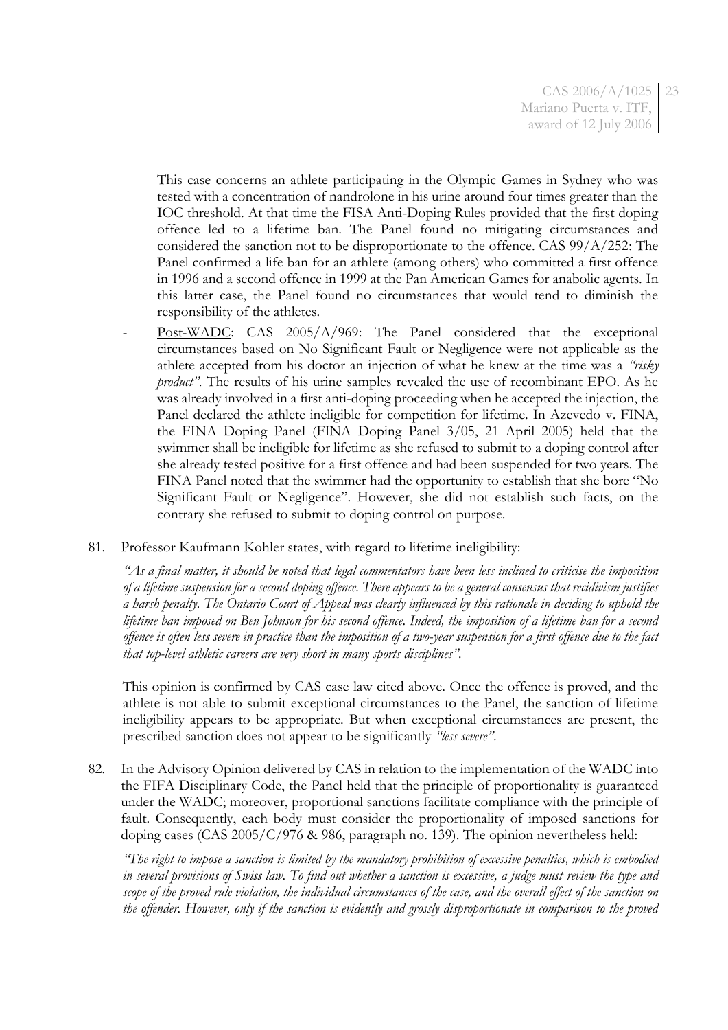This case concerns an athlete participating in the Olympic Games in Sydney who was tested with a concentration of nandrolone in his urine around four times greater than the IOC threshold. At that time the FISA Anti-Doping Rules provided that the first doping offence led to a lifetime ban. The Panel found no mitigating circumstances and considered the sanction not to be disproportionate to the offence. CAS 99/A/252: The Panel confirmed a life ban for an athlete (among others) who committed a first offence in 1996 and a second offence in 1999 at the Pan American Games for anabolic agents. In this latter case, the Panel found no circumstances that would tend to diminish the responsibility of the athletes.

- Post-WADC: CAS 2005/A/969: The Panel considered that the exceptional circumstances based on No Significant Fault or Negligence were not applicable as the athlete accepted from his doctor an injection of what he knew at the time was a *"risky product"*. The results of his urine samples revealed the use of recombinant EPO. As he was already involved in a first anti-doping proceeding when he accepted the injection, the Panel declared the athlete ineligible for competition for lifetime. In Azevedo v. FINA, the FINA Doping Panel (FINA Doping Panel 3/05, 21 April 2005) held that the swimmer shall be ineligible for lifetime as she refused to submit to a doping control after she already tested positive for a first offence and had been suspended for two years. The FINA Panel noted that the swimmer had the opportunity to establish that she bore "No Significant Fault or Negligence". However, she did not establish such facts, on the contrary she refused to submit to doping control on purpose.

81. Professor Kaufmann Kohler states, with regard to lifetime ineligibility:

*"As a final matter, it should be noted that legal commentators have been less inclined to criticise the imposition of a lifetime suspension for a second doping offence. There appears to be a general consensus that recidivism justifies a harsh penalty. The Ontario Court of Appeal was clearly influenced by this rationale in deciding to uphold the lifetime ban imposed on Ben Johnson for his second offence. Indeed, the imposition of a lifetime ban for a second offence is often less severe in practice than the imposition of a two-year suspension for a first offence due to the fact that top-level athletic careers are very short in many sports disciplines"*.

This opinion is confirmed by CAS case law cited above. Once the offence is proved, and the athlete is not able to submit exceptional circumstances to the Panel, the sanction of lifetime ineligibility appears to be appropriate. But when exceptional circumstances are present, the prescribed sanction does not appear to be significantly *"less severe"*.

82. In the Advisory Opinion delivered by CAS in relation to the implementation of the WADC into the FIFA Disciplinary Code, the Panel held that the principle of proportionality is guaranteed under the WADC; moreover, proportional sanctions facilitate compliance with the principle of fault. Consequently, each body must consider the proportionality of imposed sanctions for doping cases (CAS 2005/C/976 & 986, paragraph no. 139). The opinion nevertheless held:

*"The right to impose a sanction is limited by the mandatory prohibition of excessive penalties, which is embodied in several provisions of Swiss law. To find out whether a sanction is excessive, a judge must review the type and scope of the proved rule violation, the individual circumstances of the case, and the overall effect of the sanction on the offender. However, only if the sanction is evidently and grossly disproportionate in comparison to the proved*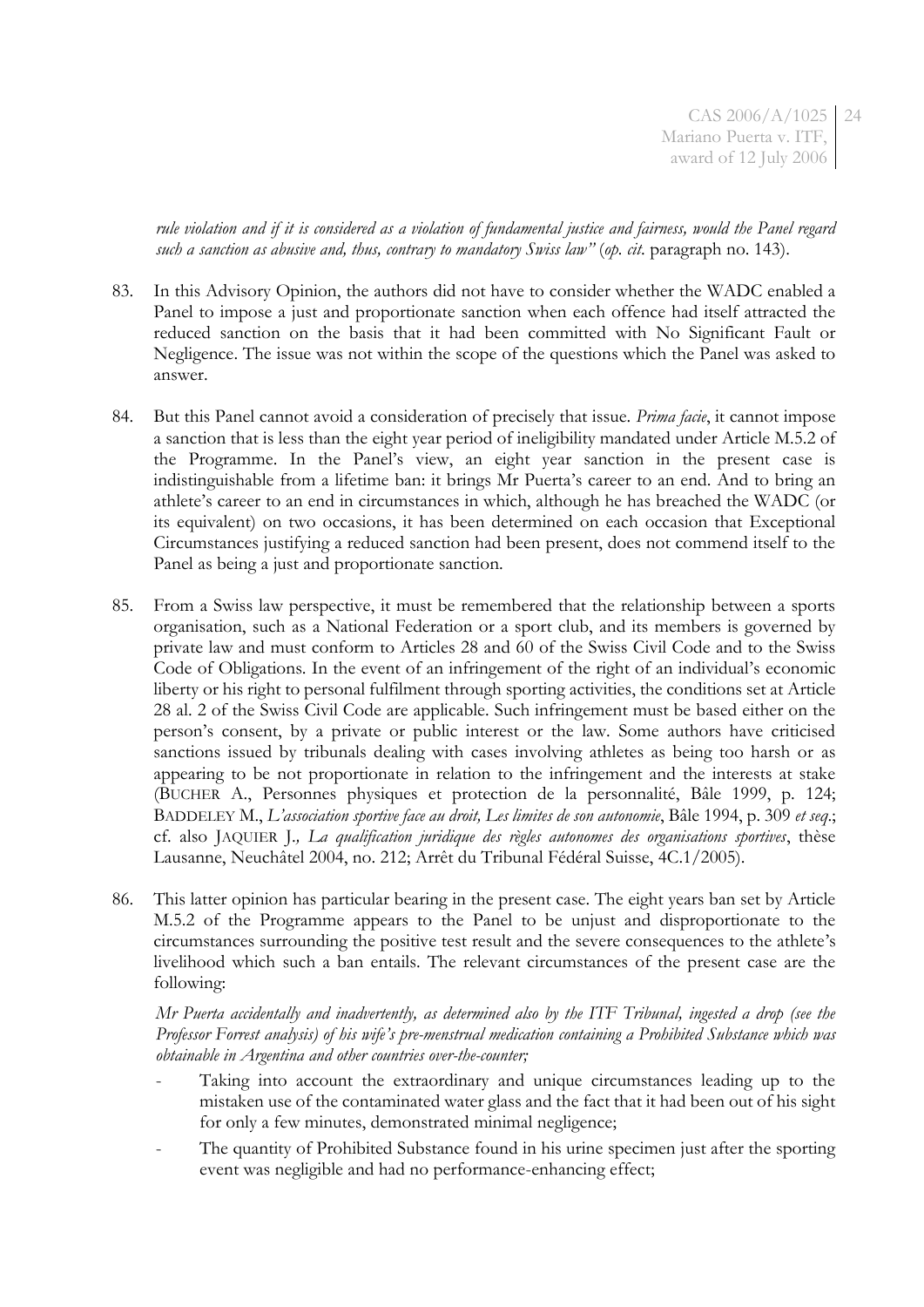*rule violation and if it is considered as a violation of fundamental justice and fairness, would the Panel regard such a sanction as abusive and, thus, contrary to mandatory Swiss law"* (*op. cit.* paragraph no. 143).

83. In this Advisory Opinion, the authors did not have to consider whether the WADC enabled a Panel to impose a just and proportionate sanction when each offence had itself attracted the reduced sanction on the basis that it had been committed with No Significant Fault or Negligence. The issue was not within the scope of the questions which the Panel was asked to answer.

84. But this Panel cannot avoid a consideration of precisely that issue. *Prima facie*, it cannot impose a sanction that is less than the eight year period of ineligibility mandated under Article M.5.2 of the Programme. In the Panel's view, an eight year sanction in the present case is indistinguishable from a lifetime ban: it brings Mr Puerta's career to an end. And to bring an athlete's career to an end in circumstances in which, although he has breached the WADC (or its equivalent) on two occasions, it has been determined on each occasion that Exceptional Circumstances justifying a reduced sanction had been present, does not commend itself to the Panel as being a just and proportionate sanction.

85. From a Swiss law perspective, it must be remembered that the relationship between a sports organisation, such as a National Federation or a sport club, and its members is governed by private law and must conform to Articles 28 and 60 of the Swiss Civil Code and to the Swiss Code of Obligations. In the event of an infringement of the right of an individual's economic liberty or his right to personal fulfilment through sporting activities, the conditions set at Article 28 al. 2 of the Swiss Civil Code are applicable. Such infringement must be based either on the person's consent, by a private or public interest or the law. Some authors have criticised sanctions issued by tribunals dealing with cases involving athletes as being too harsh or as appearing to be not proportionate in relation to the infringement and the interests at stake (BUCHER A., Personnes physiques et protection de la personnalité, Bâle 1999, p. 124; BADDELEY M., *L'association sportive face au droit, Les limites de son autonomie*, Bâle 1994, p. 309 *et seq*.; cf. also JAQUIER J*., La qualification juridique des règles autonomes des organisations sportives*, thèse Lausanne, Neuchâtel 2004, no. 212; Arrêt du Tribunal Fédéral Suisse, 4C.1/2005).

86. This latter opinion has particular bearing in the present case. The eight years ban set by Article M.5.2 of the Programme appears to the Panel to be unjust and disproportionate to the circumstances surrounding the positive test result and the severe consequences to the athlete's livelihood which such a ban entails. The relevant circumstances of the present case are the following:

    *Mr Puerta accidentally and inadvertently, as determined also by the ITF Tribunal, ingested a drop (see the Professor Forrest analysis) of his wife's pre-menstrual medication containing a Prohibited Substance which was obtainable in Argentina and other countries over-the-counter;*

    - Taking into account the extraordinary and unique circumstances leading up to the mistaken use of the contaminated water glass and the fact that it had been out of his sight for only a few minutes, demonstrated minimal negligence;
    - The quantity of Prohibited Substance found in his urine specimen just after the sporting event was negligible and had no performance-enhancing effect;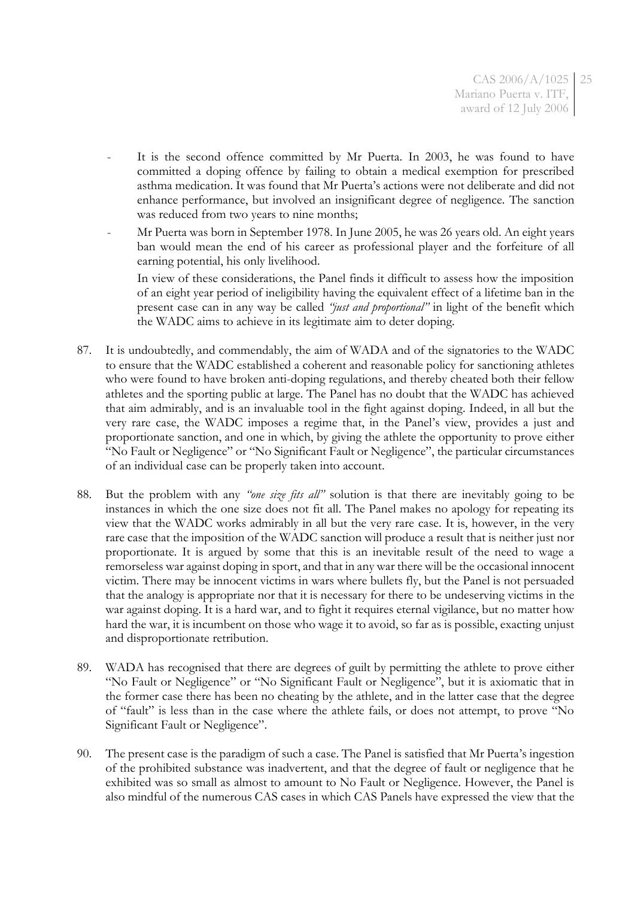- It is the second offence committed by Mr Puerta. In 2003, he was found to have committed a doping offence by failing to obtain a medical exemption for prescribed asthma medication. It was found that Mr Puerta's actions were not deliberate and did not enhance performance, but involved an insignificant degree of negligence. The sanction was reduced from two years to nine months;
- Mr Puerta was born in September 1978. In June 2005, he was 26 years old. An eight years ban would mean the end of his career as professional player and the forfeiture of all earning potential, his only livelihood.

  In view of these considerations, the Panel finds it difficult to assess how the imposition of an eight year period of ineligibility having the equivalent effect of a lifetime ban in the present case can in any way be called *"just and proportional"* in light of the benefit which the WADC aims to achieve in its legitimate aim to deter doping.

87. It is undoubtedly, and commendably, the aim of WADA and of the signatories to the WADC to ensure that the WADC established a coherent and reasonable policy for sanctioning athletes who were found to have broken anti-doping regulations, and thereby cheated both their fellow athletes and the sporting public at large. The Panel has no doubt that the WADC has achieved that aim admirably, and is an invaluable tool in the fight against doping. Indeed, in all but the very rare case, the WADC imposes a regime that, in the Panel's view, provides a just and proportionate sanction, and one in which, by giving the athlete the opportunity to prove either "No Fault or Negligence" or "No Significant Fault or Negligence", the particular circumstances of an individual case can be properly taken into account.

88. But the problem with any *"one size fits all"* solution is that there are inevitably going to be instances in which the one size does not fit all. The Panel makes no apology for repeating its view that the WADC works admirably in all but the very rare case. It is, however, in the very rare case that the imposition of the WADC sanction will produce a result that is neither just nor proportionate. It is argued by some that this is an inevitable result of the need to wage a remorseless war against doping in sport, and that in any war there will be the occasional innocent victim. There may be innocent victims in wars where bullets fly, but the Panel is not persuaded that the analogy is appropriate nor that it is necessary for there to be undeserving victims in the war against doping. It is a hard war, and to fight it requires eternal vigilance, but no matter how hard the war, it is incumbent on those who wage it to avoid, so far as is possible, exacting unjust and disproportionate retribution.

89. WADA has recognised that there are degrees of guilt by permitting the athlete to prove either "No Fault or Negligence" or "No Significant Fault or Negligence", but it is axiomatic that in the former case there has been no cheating by the athlete, and in the latter case that the degree of "fault" is less than in the case where the athlete fails, or does not attempt, to prove "No Significant Fault or Negligence".

90. The present case is the paradigm of such a case. The Panel is satisfied that Mr Puerta's ingestion of the prohibited substance was inadvertent, and that the degree of fault or negligence that he exhibited was so small as almost to amount to No Fault or Negligence. However, the Panel is also mindful of the numerous CAS cases in which CAS Panels have expressed the view that the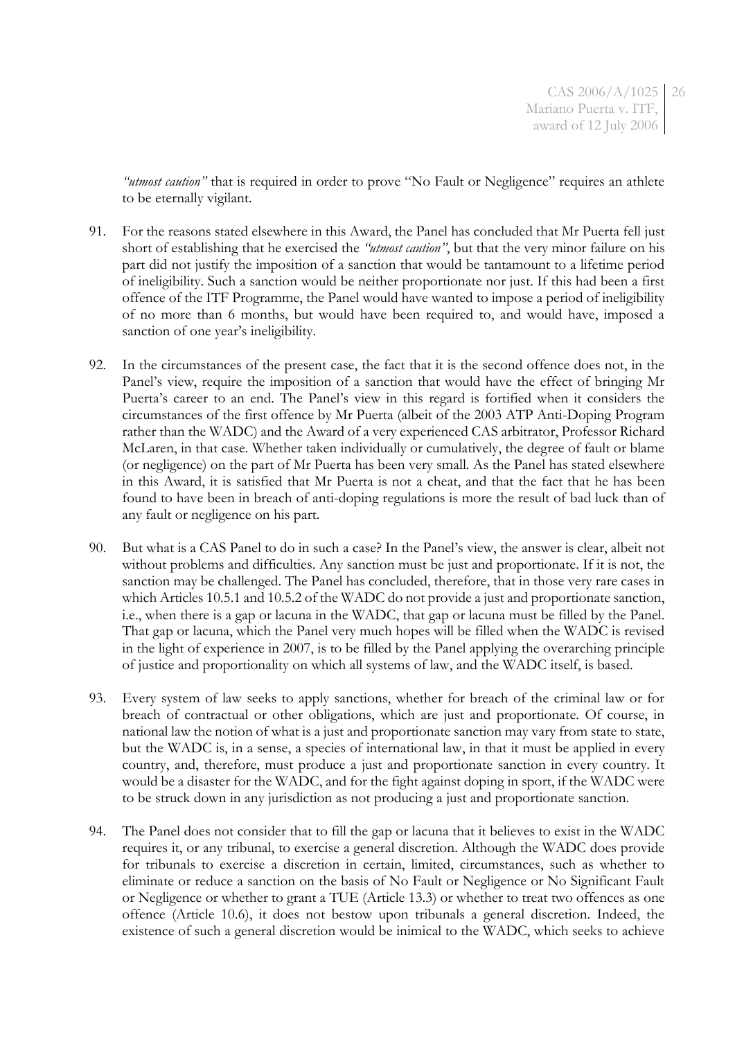*"utmost caution"* that is required in order to prove "No Fault or Negligence" requires an athlete to be eternally vigilant.

91. For the reasons stated elsewhere in this Award, the Panel has concluded that Mr Puerta fell just short of establishing that he exercised the *"utmost caution"*, but that the very minor failure on his part did not justify the imposition of a sanction that would be tantamount to a lifetime period of ineligibility. Such a sanction would be neither proportionate nor just. If this had been a first offence of the ITF Programme, the Panel would have wanted to impose a period of ineligibility of no more than 6 months, but would have been required to, and would have, imposed a sanction of one year's ineligibility.

92. In the circumstances of the present case, the fact that it is the second offence does not, in the Panel's view, require the imposition of a sanction that would have the effect of bringing Mr Puerta's career to an end. The Panel's view in this regard is fortified when it considers the circumstances of the first offence by Mr Puerta (albeit of the 2003 ATP Anti-Doping Program rather than the WADC) and the Award of a very experienced CAS arbitrator, Professor Richard McLaren, in that case. Whether taken individually or cumulatively, the degree of fault or blame (or negligence) on the part of Mr Puerta has been very small. As the Panel has stated elsewhere in this Award, it is satisfied that Mr Puerta is not a cheat, and that the fact that he has been found to have been in breach of anti-doping regulations is more the result of bad luck than of any fault or negligence on his part.

90. But what is a CAS Panel to do in such a case? In the Panel's view, the answer is clear, albeit not without problems and difficulties. Any sanction must be just and proportionate. If it is not, the sanction may be challenged. The Panel has concluded, therefore, that in those very rare cases in which Articles 10.5.1 and 10.5.2 of the WADC do not provide a just and proportionate sanction, i.e., when there is a gap or lacuna in the WADC, that gap or lacuna must be filled by the Panel. That gap or lacuna, which the Panel very much hopes will be filled when the WADC is revised in the light of experience in 2007, is to be filled by the Panel applying the overarching principle of justice and proportionality on which all systems of law, and the WADC itself, is based.

93. Every system of law seeks to apply sanctions, whether for breach of the criminal law or for breach of contractual or other obligations, which are just and proportionate. Of course, in national law the notion of what is a just and proportionate sanction may vary from state to state, but the WADC is, in a sense, a species of international law, in that it must be applied in every country, and, therefore, must produce a just and proportionate sanction in every country. It would be a disaster for the WADC, and for the fight against doping in sport, if the WADC were to be struck down in any jurisdiction as not producing a just and proportionate sanction.

94. The Panel does not consider that to fill the gap or lacuna that it believes to exist in the WADC requires it, or any tribunal, to exercise a general discretion. Although the WADC does provide for tribunals to exercise a discretion in certain, limited, circumstances, such as whether to eliminate or reduce a sanction on the basis of No Fault or Negligence or No Significant Fault or Negligence or whether to grant a TUE (Article 13.3) or whether to treat two offences as one offence (Article 10.6), it does not bestow upon tribunals a general discretion. Indeed, the existence of such a general discretion would be inimical to the WADC, which seeks to achieve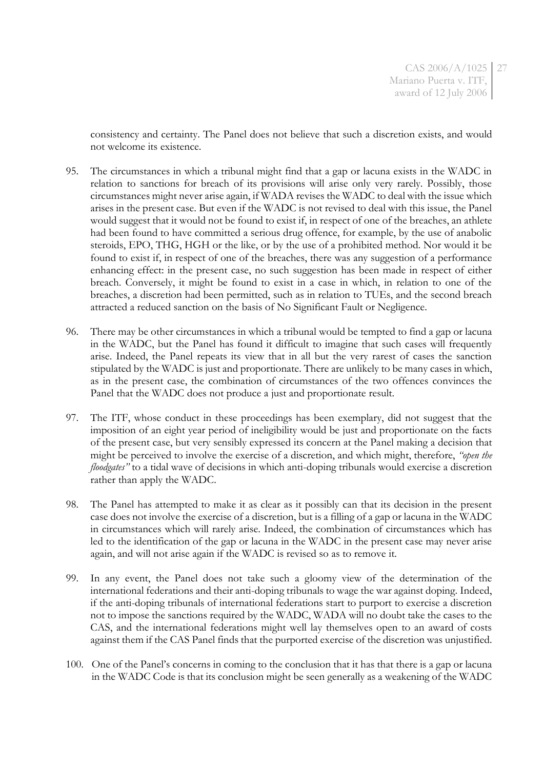consistency and certainty. The Panel does not believe that such a discretion exists, and would not welcome its existence.

95. The circumstances in which a tribunal might find that a gap or lacuna exists in the WADC in relation to sanctions for breach of its provisions will arise only very rarely. Possibly, those circumstances might never arise again, if WADA revises the WADC to deal with the issue which arises in the present case. But even if the WADC is not revised to deal with this issue, the Panel would suggest that it would not be found to exist if, in respect of one of the breaches, an athlete had been found to have committed a serious drug offence, for example, by the use of anabolic steroids, EPO, THG, HGH or the like, or by the use of a prohibited method. Nor would it be found to exist if, in respect of one of the breaches, there was any suggestion of a performance enhancing effect: in the present case, no such suggestion has been made in respect of either breach. Conversely, it might be found to exist in a case in which, in relation to one of the breaches, a discretion had been permitted, such as in relation to TUEs, and the second breach attracted a reduced sanction on the basis of No Significant Fault or Negligence.

96. There may be other circumstances in which a tribunal would be tempted to find a gap or lacuna in the WADC, but the Panel has found it difficult to imagine that such cases will frequently arise. Indeed, the Panel repeats its view that in all but the very rarest of cases the sanction stipulated by the WADC is just and proportionate. There are unlikely to be many cases in which, as in the present case, the combination of circumstances of the two offences convinces the Panel that the WADC does not produce a just and proportionate result.

97. The ITF, whose conduct in these proceedings has been exemplary, did not suggest that the imposition of an eight year period of ineligibility would be just and proportionate on the facts of the present case, but very sensibly expressed its concern at the Panel making a decision that might be perceived to involve the exercise of a discretion, and which might, therefore, *"open the floodgates"* to a tidal wave of decisions in which anti-doping tribunals would exercise a discretion rather than apply the WADC.

98. The Panel has attempted to make it as clear as it possibly can that its decision in the present case does not involve the exercise of a discretion, but is a filling of a gap or lacuna in the WADC in circumstances which will rarely arise. Indeed, the combination of circumstances which has led to the identification of the gap or lacuna in the WADC in the present case may never arise again, and will not arise again if the WADC is revised so as to remove it.

99. In any event, the Panel does not take such a gloomy view of the determination of the international federations and their anti-doping tribunals to wage the war against doping. Indeed, if the anti-doping tribunals of international federations start to purport to exercise a discretion not to impose the sanctions required by the WADC, WADA will no doubt take the cases to the CAS, and the international federations might well lay themselves open to an award of costs against them if the CAS Panel finds that the purported exercise of the discretion was unjustified.

100. One of the Panel's concerns in coming to the conclusion that it has that there is a gap or lacuna in the WADC Code is that its conclusion might be seen generally as a weakening of the WADC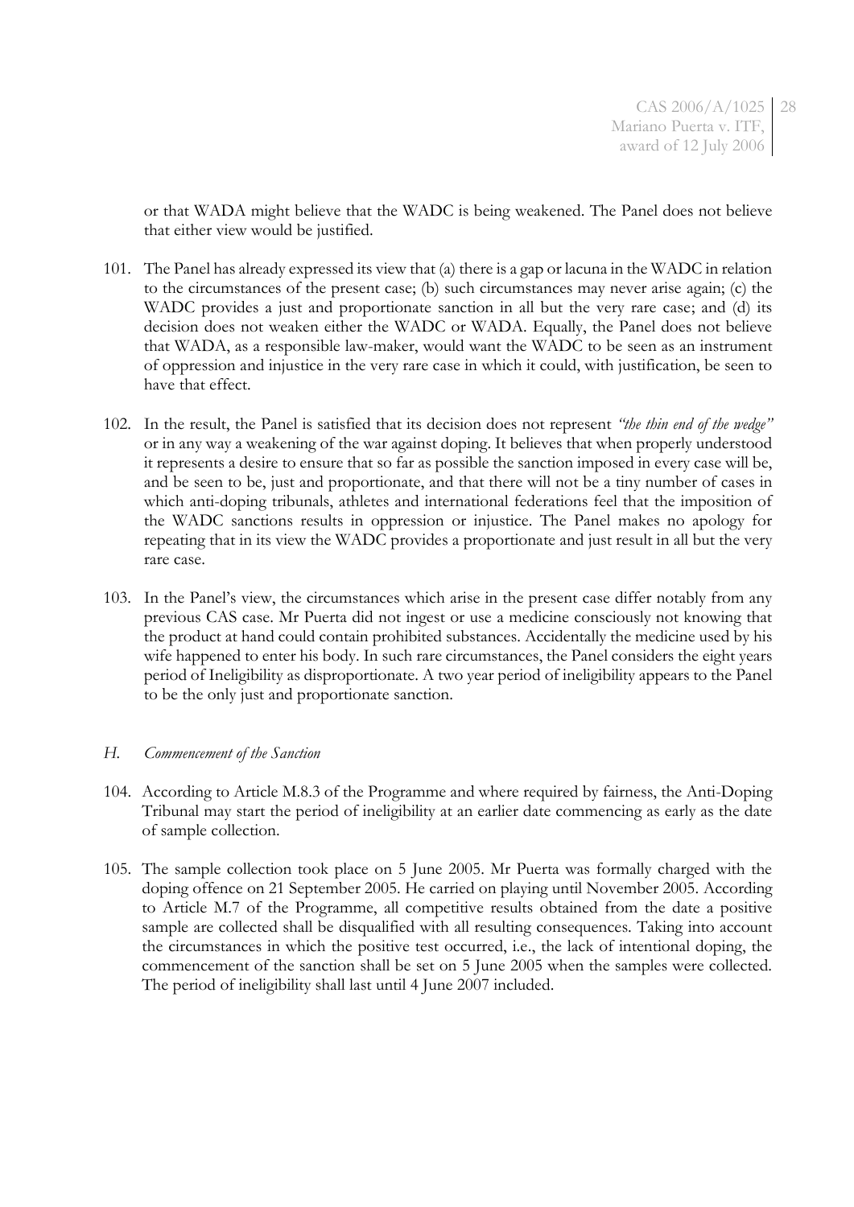or that WADA might believe that the WADC is being weakened. The Panel does not believe that either view would be justified.

101. The Panel has already expressed its view that (a) there is a gap or lacuna in the WADC in relation to the circumstances of the present case; (b) such circumstances may never arise again; (c) the WADC provides a just and proportionate sanction in all but the very rare case; and (d) its decision does not weaken either the WADC or WADA. Equally, the Panel does not believe that WADA, as a responsible law-maker, would want the WADC to be seen as an instrument of oppression and injustice in the very rare case in which it could, with justification, be seen to have that effect.

102. In the result, the Panel is satisfied that its decision does not represent *"the thin end of the wedge"* or in any way a weakening of the war against doping. It believes that when properly understood it represents a desire to ensure that so far as possible the sanction imposed in every case will be, and be seen to be, just and proportionate, and that there will not be a tiny number of cases in which anti-doping tribunals, athletes and international federations feel that the imposition of the WADC sanctions results in oppression or injustice. The Panel makes no apology for repeating that in its view the WADC provides a proportionate and just result in all but the very rare case.

103. In the Panel's view, the circumstances which arise in the present case differ notably from any previous CAS case. Mr Puerta did not ingest or use a medicine consciously not knowing that the product at hand could contain prohibited substances. Accidentally the medicine used by his wife happened to enter his body. In such rare circumstances, the Panel considers the eight years period of Ineligibility as disproportionate. A two year period of ineligibility appears to the Panel to be the only just and proportionate sanction.

### *H. Commencement of the Sanction*

104. According to Article M.8.3 of the Programme and where required by fairness, the Anti-Doping Tribunal may start the period of ineligibility at an earlier date commencing as early as the date of sample collection.

105. The sample collection took place on 5 June 2005. Mr Puerta was formally charged with the doping offence on 21 September 2005. He carried on playing until November 2005. According to Article M.7 of the Programme, all competitive results obtained from the date a positive sample are collected shall be disqualified with all resulting consequences. Taking into account the circumstances in which the positive test occurred, i.e., the lack of intentional doping, the commencement of the sanction shall be set on 5 June 2005 when the samples were collected. The period of ineligibility shall last until 4 June 2007 included.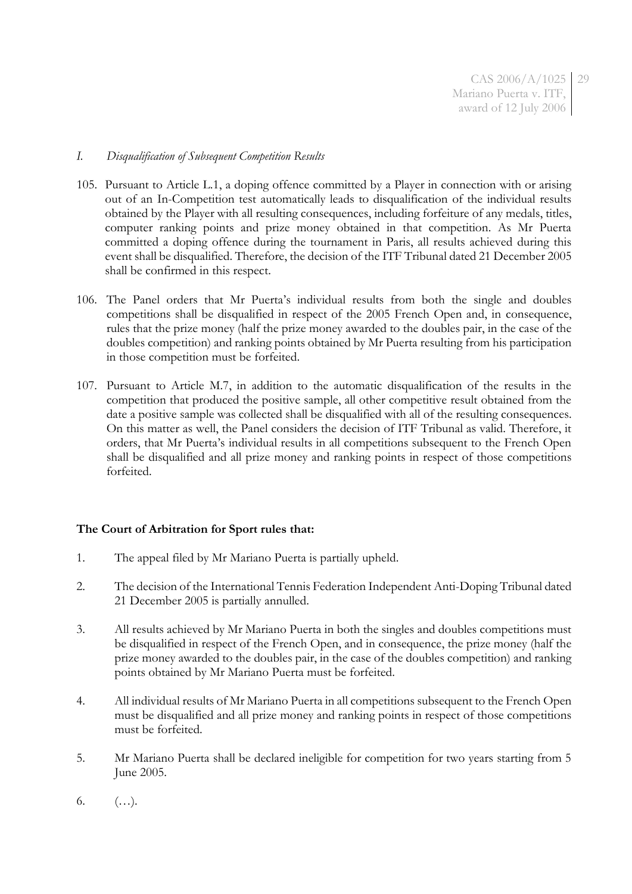### *I. Disqualification of Subsequent Competition Results*

105. Pursuant to Article L.1, a doping offence committed by a Player in connection with or arising out of an In-Competition test automatically leads to disqualification of the individual results obtained by the Player with all resulting consequences, including forfeiture of any medals, titles, computer ranking points and prize money obtained in that competition. As Mr Puerta committed a doping offence during the tournament in Paris, all results achieved during this event shall be disqualified. Therefore, the decision of the ITF Tribunal dated 21 December 2005 shall be confirmed in this respect.

106. The Panel orders that Mr Puerta's individual results from both the single and doubles competitions shall be disqualified in respect of the 2005 French Open and, in consequence, rules that the prize money (half the prize money awarded to the doubles pair, in the case of the doubles competition) and ranking points obtained by Mr Puerta resulting from his participation in those competition must be forfeited.

107. Pursuant to Article M.7, in addition to the automatic disqualification of the results in the competition that produced the positive sample, all other competitive result obtained from the date a positive sample was collected shall be disqualified with all of the resulting consequences. On this matter as well, the Panel considers the decision of ITF Tribunal as valid. Therefore, it orders, that Mr Puerta's individual results in all competitions subsequent to the French Open shall be disqualified and all prize money and ranking points in respect of those competitions forfeited.

**The Court of Arbitration for Sport rules that:**

1. The appeal filed by Mr Mariano Puerta is partially upheld.

2. The decision of the International Tennis Federation Independent Anti-Doping Tribunal dated 21 December 2005 is partially annulled.

3. All results achieved by Mr Mariano Puerta in both the singles and doubles competitions must be disqualified in respect of the French Open, and in consequence, the prize money (half the prize money awarded to the doubles pair, in the case of the doubles competition) and ranking points obtained by Mr Mariano Puerta must be forfeited.

4. All individual results of Mr Mariano Puerta in all competitions subsequent to the French Open must be disqualified and all prize money and ranking points in respect of those competitions must be forfeited.

5. Mr Mariano Puerta shall be declared ineligible for competition for two years starting from 5 June 2005.

6. (…).